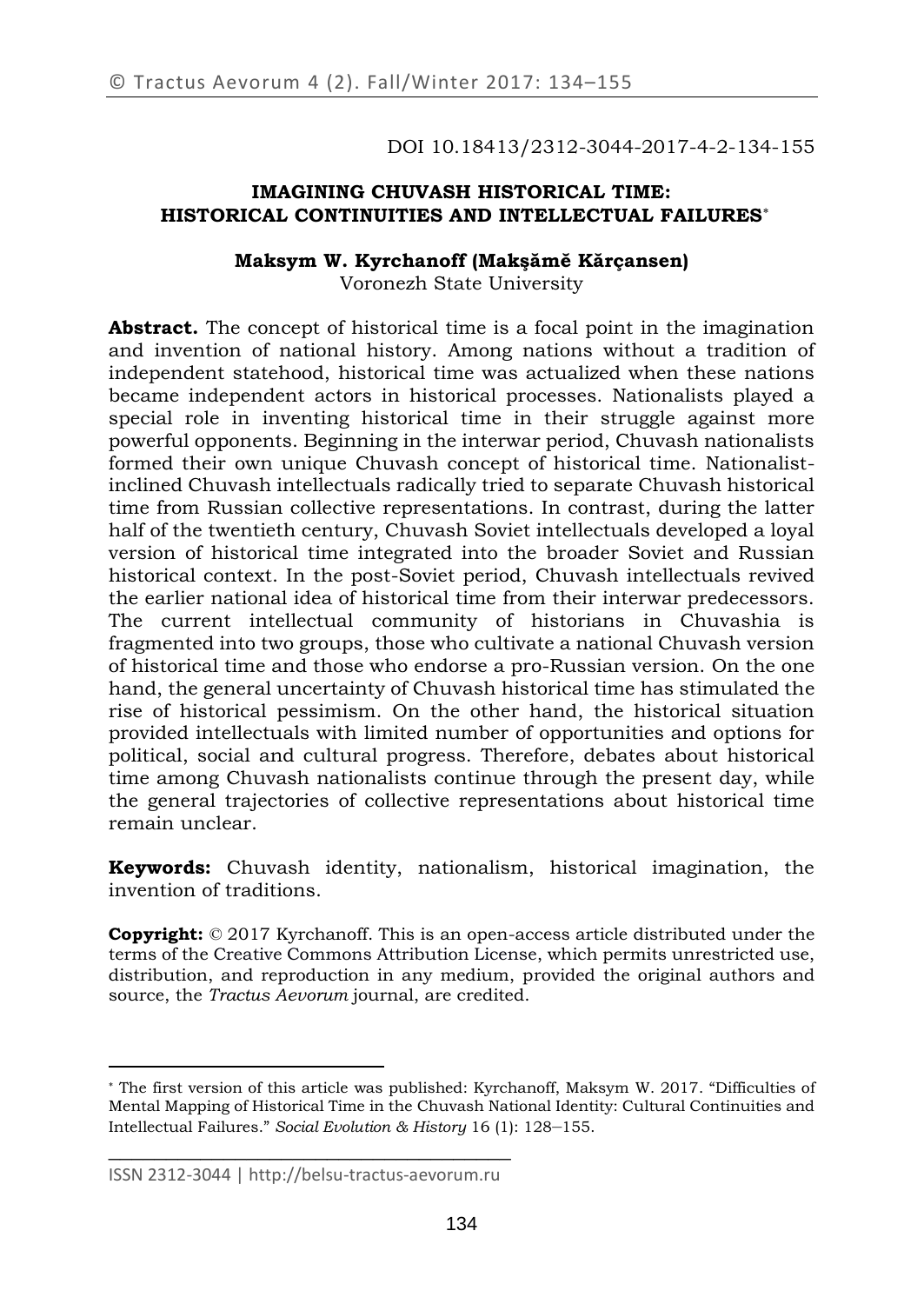DOI 10.18413/2312-3044-2017-4-2-134-155

# IMAGINING CHUVASH HISTORICAL TIME: HISTORICAL CONTINUITIES AND INTELLECTUAL FAILURES[*]

**Maksym W. Kyrchanoff (Makşămĕ Kărçansen)**
Voronezh State University

**Abstract.** The concept of historical time is a focal point in the imagination and invention of national history. Among nations without a tradition of independent statehood, historical time was actualized when these nations became independent actors in historical processes. Nationalists played a special role in inventing historical time in their struggle against more powerful opponents. Beginning in the interwar period, Chuvash nationalists formed their own unique Chuvash concept of historical time. Nationalist-inclined Chuvash intellectuals radically tried to separate Chuvash historical time from Russian collective representations. In contrast, during the latter half of the twentieth century, Chuvash Soviet intellectuals developed a loyal version of historical time integrated into the broader Soviet and Russian historical context. In the post-Soviet period, Chuvash intellectuals revived the earlier national idea of historical time from their interwar predecessors. The current intellectual community of historians in Chuvashia is fragmented into two groups, those who cultivate a national Chuvash version of historical time and those who endorse a pro-Russian version. On the one hand, the general uncertainty of Chuvash historical time has stimulated the rise of historical pessimism. On the other hand, the historical situation provided intellectuals with limited number of opportunities and options for political, social and cultural progress. Therefore, debates about historical time among Chuvash nationalists continue through the present day, while the general trajectories of collective representations about historical time remain unclear.

**Keywords:** Chuvash identity, nationalism, historical imagination, the invention of traditions.

**Copyright:** © 2017 Kyrchanoff. This is an open-access article distributed under the terms of the Creative Commons Attribution License, which permits unrestricted use, distribution, and reproduction in any medium, provided the original authors and source, the *Tractus Aevorum* journal, are credited.

---

[*] The first version of this article was published: Kyrchanoff, Maksym W. 2017. "Difficulties of Mental Mapping of Historical Time in the Chuvash National Identity: Cultural Continuities and Intellectual Failures." *Social Evolution & History* 16 (1): 128–155.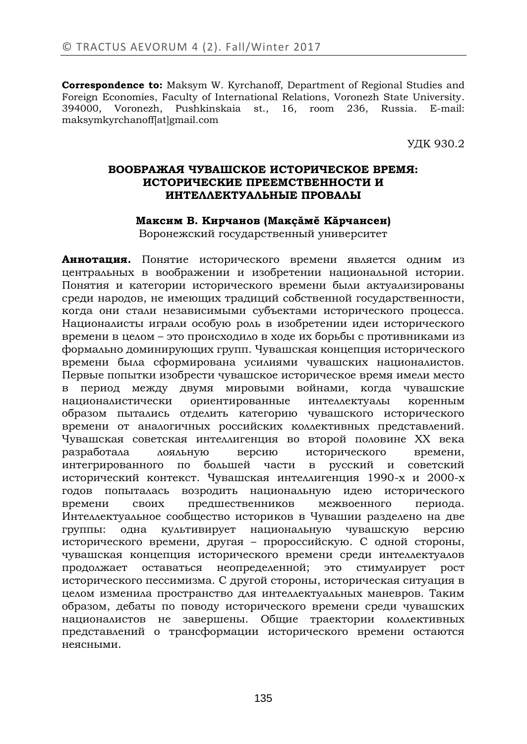**Correspondence to:** Maksym W. Kyrchanoff, Department of Regional Studies and Foreign Economies, Faculty of International Relations, Voronezh State University. 394000, Voronezh, Pushkinskaia st., 16, room 236, Russia. E-mail: maksymkyrchanoff[at]gmail.com

УДК 930.2

## ВООБРАЖАЯ ЧУВАШСКОЕ ИСТОРИЧЕСКОЕ ВРЕМЯ: ИСТОРИЧЕСКИЕ ПРЕЕМСТВЕННОСТИ И ИНТЕЛЛЕКТУАЛЬНЫЕ ПРОВАЛЫ

**Максим В. Кирчанов (Макçăмĕ Кăрчансен)**
Воронежский государственный университет

**Аннотация.** Понятие исторического времени является одним из центральных в воображении и изобретении национальной истории. Понятия и категории исторического времени были актуализированы среди народов, не имеющих традиций собственной государственности, когда они стали независимыми субъектами исторического процесса. Националисты играли особую роль в изобретении идеи исторического времени в целом – это происходило в ходе их борьбы с противниками из формально доминирующих групп. Чувашская концепция исторического времени была сформирована усилиями чувашских националистов. Первые попытки изобрести чувашское историческое время имели место в период между двумя мировыми войнами, когда чувашские националистически ориентированные интеллектуалы коренным образом пытались отделить категорию чувашского исторического времени от аналогичных российских коллективных представлений. Чувашская советская интеллигенция во второй половине XX века разработала лояльную версию исторического времени, интегрированного по большей части в русский и советский исторический контекст. Чувашская интеллигенция 1990-х и 2000-х годов попыталась возродить национальную идею исторического времени своих предшественников межвоенного периода. Интеллектуальное сообщество историков в Чувашии разделено на две группы: одна культивирует национальную чувашскую версию исторического времени, другая – пророссийскую. С одной стороны, чувашская концепция исторического времени среди интеллектуалов продолжает оставаться неопределенной; это стимулирует рост исторического пессимизма. С другой стороны, историческая ситуация в целом изменила пространство для интеллектуальных маневров. Таким образом, дебаты по поводу исторического времени среди чувашских националистов не завершены. Общие траектории коллективных представлений о трансформации исторического времени остаются неясными.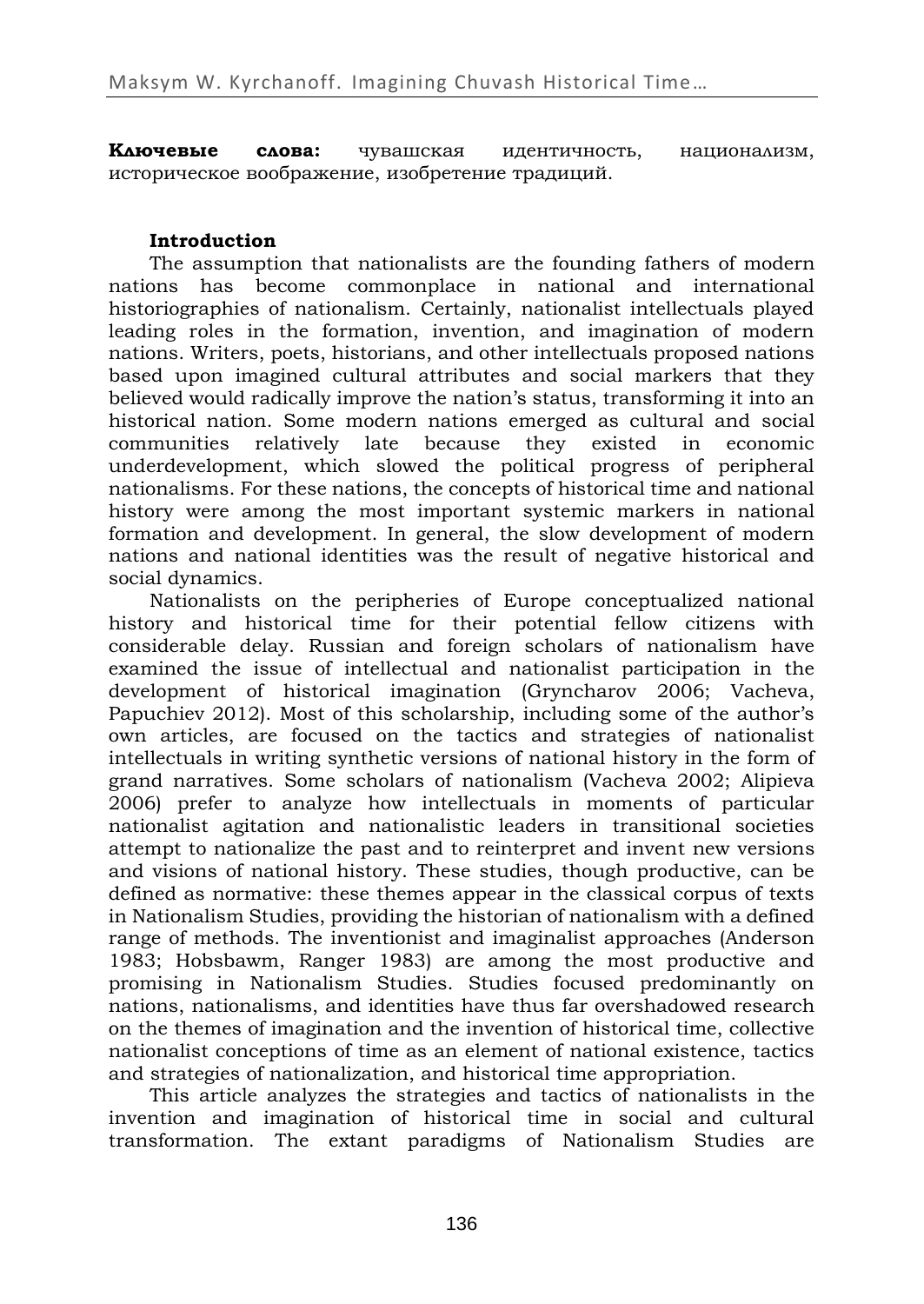**Ключевые слова:** чувашская идентичность, национализм, историческое воображение, изобретение традиций.

### Introduction

The assumption that nationalists are the founding fathers of modern nations has become commonplace in national and international historiographies of nationalism. Certainly, nationalist intellectuals played leading roles in the formation, invention, and imagination of modern nations. Writers, poets, historians, and other intellectuals proposed nations based upon imagined cultural attributes and social markers that they believed would radically improve the nation's status, transforming it into an historical nation. Some modern nations emerged as cultural and social communities relatively late because they existed in economic underdevelopment, which slowed the political progress of peripheral nationalisms. For these nations, the concepts of historical time and national history were among the most important systemic markers in national formation and development. In general, the slow development of modern nations and national identities was the result of negative historical and social dynamics.

Nationalists on the peripheries of Europe conceptualized national history and historical time for their potential fellow citizens with considerable delay. Russian and foreign scholars of nationalism have examined the issue of intellectual and nationalist participation in the development of historical imagination (Gryncharov 2006; Vacheva, Papuchiev 2012). Most of this scholarship, including some of the author's own articles, are focused on the tactics and strategies of nationalist intellectuals in writing synthetic versions of national history in the form of grand narratives. Some scholars of nationalism (Vacheva 2002; Alipieva 2006) prefer to analyze how intellectuals in moments of particular nationalist agitation and nationalistic leaders in transitional societies attempt to nationalize the past and to reinterpret and invent new versions and visions of national history. These studies, though productive, can be defined as normative: these themes appear in the classical corpus of texts in Nationalism Studies, providing the historian of nationalism with a defined range of methods. The inventionist and imaginalist approaches (Anderson 1983; Hobsbawm, Ranger 1983) are among the most productive and promising in Nationalism Studies. Studies focused predominantly on nations, nationalisms, and identities have thus far overshadowed research on the themes of imagination and the invention of historical time, collective nationalist conceptions of time as an element of national existence, tactics and strategies of nationalization, and historical time appropriation.

This article analyzes the strategies and tactics of nationalists in the invention and imagination of historical time in social and cultural transformation. The extant paradigms of Nationalism Studies are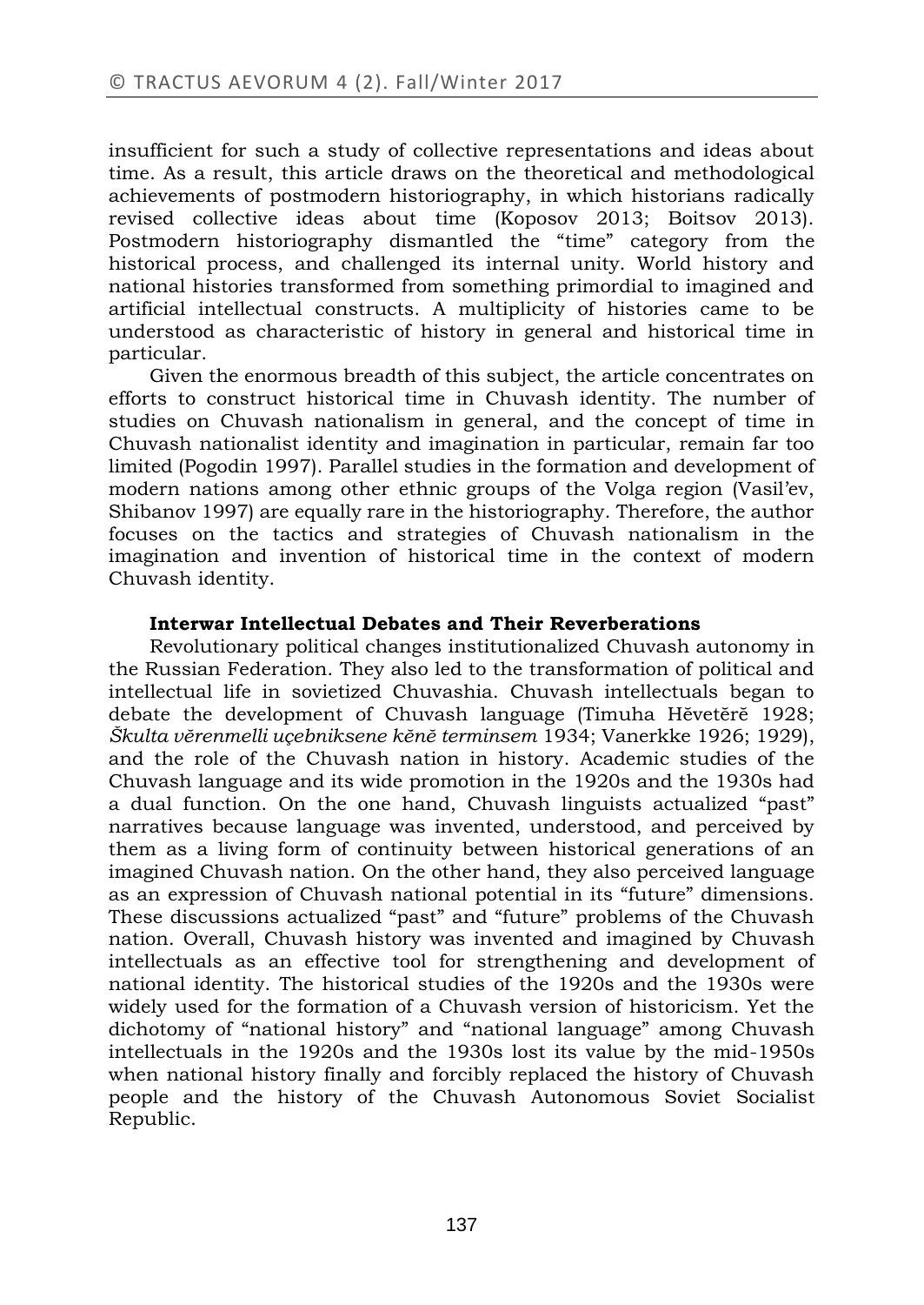insufficient for such a study of collective representations and ideas about time. As a result, this article draws on the theoretical and methodological achievements of postmodern historiography, in which historians radically revised collective ideas about time (Koposov 2013; Boitsov 2013). Postmodern historiography dismantled the "time" category from the historical process, and challenged its internal unity. World history and national histories transformed from something primordial to imagined and artificial intellectual constructs. A multiplicity of histories came to be understood as characteristic of history in general and historical time in particular.

Given the enormous breadth of this subject, the article concentrates on efforts to construct historical time in Chuvash identity. The number of studies on Chuvash nationalism in general, and the concept of time in Chuvash nationalist identity and imagination in particular, remain far too limited (Pogodin 1997). Parallel studies in the formation and development of modern nations among other ethnic groups of the Volga region (Vasil'ev, Shibanov 1997) are equally rare in the historiography. Therefore, the author focuses on the tactics and strategies of Chuvash nationalism in the imagination and invention of historical time in the context of modern Chuvash identity.

**Interwar Intellectual Debates and Their Reverberations**

Revolutionary political changes institutionalized Chuvash autonomy in the Russian Federation. They also led to the transformation of political and intellectual life in sovietized Chuvashia. Chuvash intellectuals began to debate the development of Chuvash language (Timuha Hěvetěrě 1928; *Škulta věrenmelli uçebniksene kěně terminsem* 1934; Vanerkke 1926; 1929), and the role of the Chuvash nation in history. Academic studies of the Chuvash language and its wide promotion in the 1920s and the 1930s had a dual function. On the one hand, Chuvash linguists actualized "past" narratives because language was invented, understood, and perceived by them as a living form of continuity between historical generations of an imagined Chuvash nation. On the other hand, they also perceived language as an expression of Chuvash national potential in its "future" dimensions. These discussions actualized "past" and "future" problems of the Chuvash nation. Overall, Chuvash history was invented and imagined by Chuvash intellectuals as an effective tool for strengthening and development of national identity. The historical studies of the 1920s and the 1930s were widely used for the formation of a Chuvash version of historicism. Yet the dichotomy of "national history" and "national language" among Chuvash intellectuals in the 1920s and the 1930s lost its value by the mid-1950s when national history finally and forcibly replaced the history of Chuvash people and the history of the Chuvash Autonomous Soviet Socialist Republic.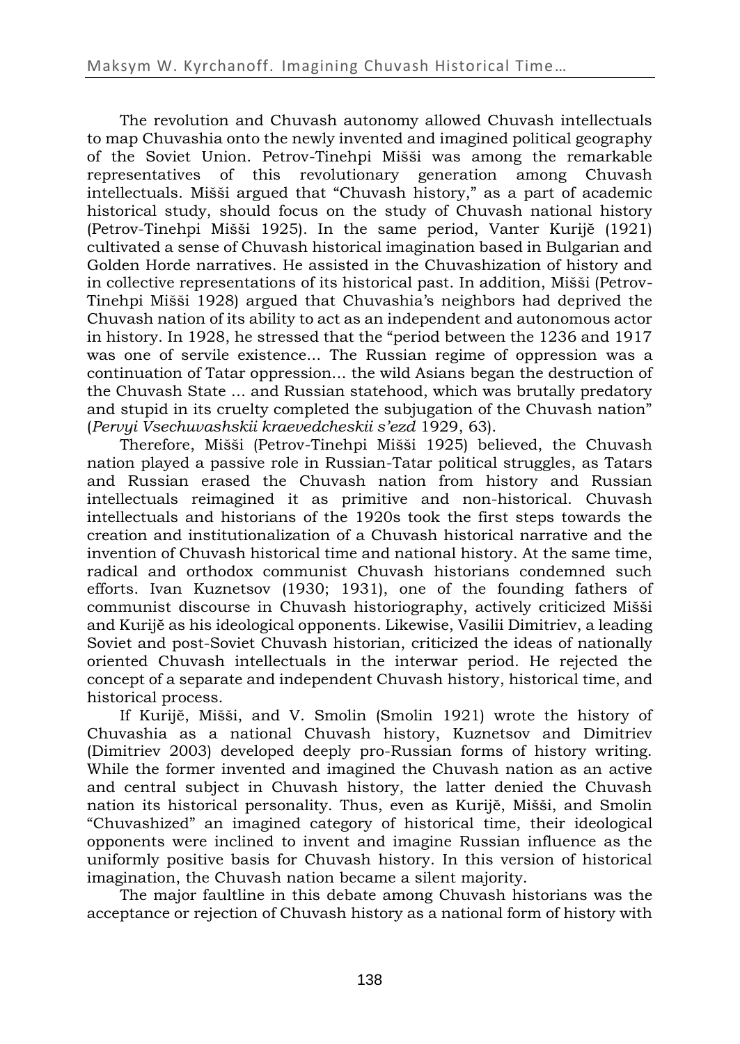The revolution and Chuvash autonomy allowed Chuvash intellectuals to map Chuvashia onto the newly invented and imagined political geography of the Soviet Union. Petrov-Tinehpi Mišši was among the remarkable representatives of this revolutionary generation among Chuvash intellectuals. Mišši argued that "Chuvash history," as a part of academic historical study, should focus on the study of Chuvash national history (Petrov-Tinehpi Mišši 1925). In the same period, Vanter Kurijě (1921) cultivated a sense of Chuvash historical imagination based in Bulgarian and Golden Horde narratives. He assisted in the Chuvashization of history and in collective representations of its historical past. In addition, Mišši (Petrov-Tinehpi Mišši 1928) argued that Chuvashia's neighbors had deprived the Chuvash nation of its ability to act as an independent and autonomous actor in history. In 1928, he stressed that the "period between the 1236 and 1917 was one of servile existence… The Russian regime of oppression was a continuation of Tatar oppression… the wild Asians began the destruction of the Chuvash State … and Russian statehood, which was brutally predatory and stupid in its cruelty completed the subjugation of the Chuvash nation" (*Pervyi Vsechuvashskii kraevedcheskii s'ezd* 1929, 63).

Therefore, Mišši (Petrov-Tinehpi Mišši 1925) believed, the Chuvash nation played a passive role in Russian-Tatar political struggles, as Tatars and Russian erased the Chuvash nation from history and Russian intellectuals reimagined it as primitive and non-historical. Chuvash intellectuals and historians of the 1920s took the first steps towards the creation and institutionalization of a Chuvash historical narrative and the invention of Chuvash historical time and national history. At the same time, radical and orthodox communist Chuvash historians condemned such efforts. Ivan Kuznetsov (1930; 1931), one of the founding fathers of communist discourse in Chuvash historiography, actively criticized Mišši and Kurijě as his ideological opponents. Likewise, Vasilii Dimitriev, a leading Soviet and post-Soviet Chuvash historian, criticized the ideas of nationally oriented Chuvash intellectuals in the interwar period. He rejected the concept of a separate and independent Chuvash history, historical time, and historical process.

If Kurijě, Mišši, and V. Smolin (Smolin 1921) wrote the history of Chuvashia as a national Chuvash history, Kuznetsov and Dimitriev (Dimitriev 2003) developed deeply pro-Russian forms of history writing. While the former invented and imagined the Chuvash nation as an active and central subject in Chuvash history, the latter denied the Chuvash nation its historical personality. Thus, even as Kurijě, Mišši, and Smolin "Chuvashized" an imagined category of historical time, their ideological opponents were inclined to invent and imagine Russian influence as the uniformly positive basis for Chuvash history. In this version of historical imagination, the Chuvash nation became a silent majority.

The major faultline in this debate among Chuvash historians was the acceptance or rejection of Chuvash history as a national form of history with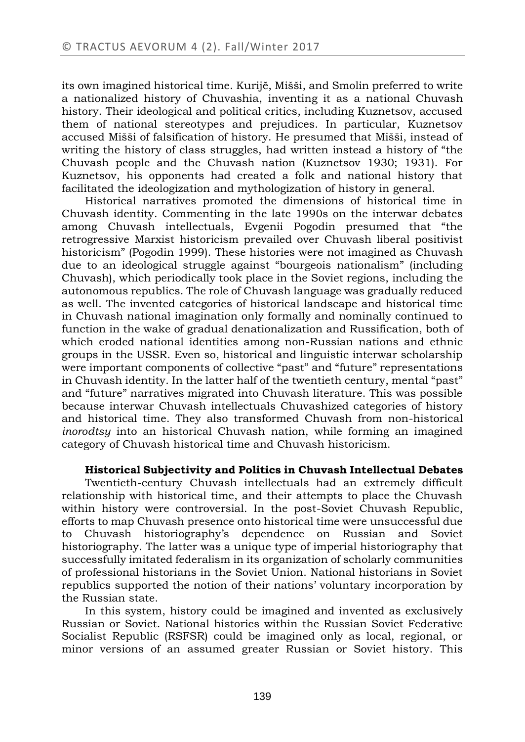its own imagined historical time. Kurijĕ, Mišši, and Smolin preferred to write a nationalized history of Chuvashia, inventing it as a national Chuvash history. Their ideological and political critics, including Kuznetsov, accused them of national stereotypes and prejudices. In particular, Kuznetsov accused Mišši of falsification of history. He presumed that Mišši, instead of writing the history of class struggles, had written instead a history of "the Chuvash people and the Chuvash nation (Kuznetsov 1930; 1931). For Kuznetsov, his opponents had created a folk and national history that facilitated the ideologization and mythologization of history in general.

Historical narratives promoted the dimensions of historical time in Chuvash identity. Commenting in the late 1990s on the interwar debates among Chuvash intellectuals, Evgenii Pogodin presumed that "the retrogressive Marxist historicism prevailed over Chuvash liberal positivist historicism" (Pogodin 1999). These histories were not imagined as Chuvash due to an ideological struggle against "bourgeois nationalism" (including Chuvash), which periodically took place in the Soviet regions, including the autonomous republics. The role of Chuvash language was gradually reduced as well. The invented categories of historical landscape and historical time in Chuvash national imagination only formally and nominally continued to function in the wake of gradual denationalization and Russification, both of which eroded national identities among non-Russian nations and ethnic groups in the USSR. Even so, historical and linguistic interwar scholarship were important components of collective "past" and "future" representations in Chuvash identity. In the latter half of the twentieth century, mental "past" and "future" narratives migrated into Chuvash literature. This was possible because interwar Chuvash intellectuals Chuvashized categories of history and historical time. They also transformed Chuvash from non-historical *inorodtsy* into an historical Chuvash nation, while forming an imagined category of Chuvash historical time and Chuvash historicism.

### Historical Subjectivity and Politics in Chuvash Intellectual Debates

Twentieth-century Chuvash intellectuals had an extremely difficult relationship with historical time, and their attempts to place the Chuvash within history were controversial. In the post-Soviet Chuvash Republic, efforts to map Chuvash presence onto historical time were unsuccessful due to Chuvash historiography's dependence on Russian and Soviet historiography. The latter was a unique type of imperial historiography that successfully imitated federalism in its organization of scholarly communities of professional historians in the Soviet Union. National historians in Soviet republics supported the notion of their nations' voluntary incorporation by the Russian state.

In this system, history could be imagined and invented as exclusively Russian or Soviet. National histories within the Russian Soviet Federative Socialist Republic (RSFSR) could be imagined only as local, regional, or minor versions of an assumed greater Russian or Soviet history. This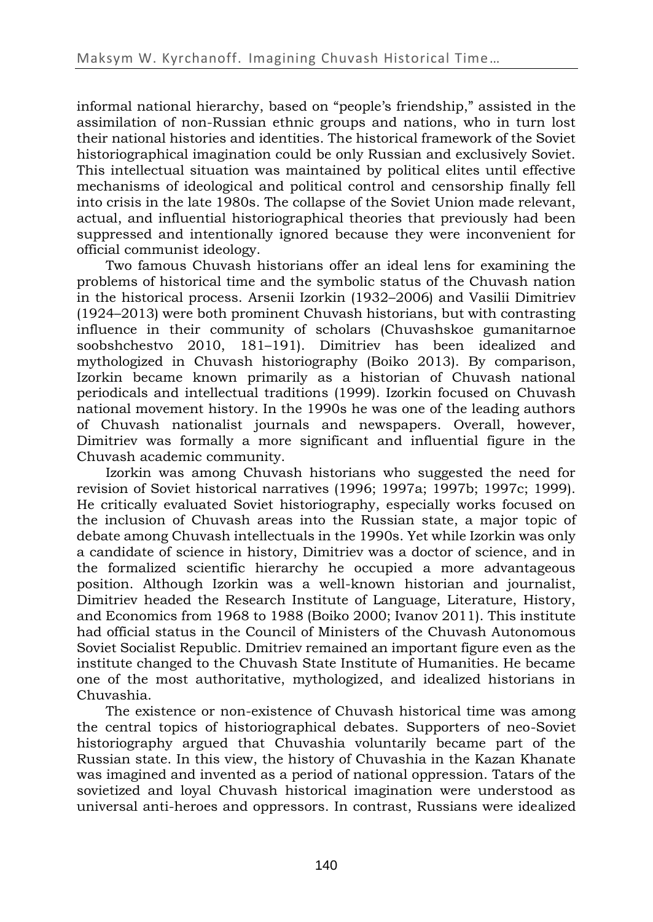informal national hierarchy, based on "people's friendship," assisted in the assimilation of non-Russian ethnic groups and nations, who in turn lost their national histories and identities. The historical framework of the Soviet historiographical imagination could be only Russian and exclusively Soviet. This intellectual situation was maintained by political elites until effective mechanisms of ideological and political control and censorship finally fell into crisis in the late 1980s. The collapse of the Soviet Union made relevant, actual, and influential historiographical theories that previously had been suppressed and intentionally ignored because they were inconvenient for official communist ideology.

Two famous Chuvash historians offer an ideal lens for examining the problems of historical time and the symbolic status of the Chuvash nation in the historical process. Arsenii Izorkin (1932–2006) and Vasilii Dimitriev (1924–2013) were both prominent Chuvash historians, but with contrasting influence in their community of scholars (Chuvashskoe gumanitarnoe soobshchestvo 2010, 181–191). Dimitriev has been idealized and mythologized in Chuvash historiography (Boiko 2013). By comparison, Izorkin became known primarily as a historian of Chuvash national periodicals and intellectual traditions (1999). Izorkin focused on Chuvash national movement history. In the 1990s he was one of the leading authors of Chuvash nationalist journals and newspapers. Overall, however, Dimitriev was formally a more significant and influential figure in the Chuvash academic community.

Izorkin was among Chuvash historians who suggested the need for revision of Soviet historical narratives (1996; 1997a; 1997b; 1997c; 1999). He critically evaluated Soviet historiography, especially works focused on the inclusion of Chuvash areas into the Russian state, a major topic of debate among Chuvash intellectuals in the 1990s. Yet while Izorkin was only a candidate of science in history, Dimitriev was a doctor of science, and in the formalized scientific hierarchy he occupied a more advantageous position. Although Izorkin was a well-known historian and journalist, Dimitriev headed the Research Institute of Language, Literature, History, and Economics from 1968 to 1988 (Boiko 2000; Ivanov 2011). This institute had official status in the Council of Ministers of the Chuvash Autonomous Soviet Socialist Republic. Dmitriev remained an important figure even as the institute changed to the Chuvash State Institute of Humanities. He became one of the most authoritative, mythologized, and idealized historians in Chuvashia.

The existence or non-existence of Chuvash historical time was among the central topics of historiographical debates. Supporters of neo-Soviet historiography argued that Chuvashia voluntarily became part of the Russian state. In this view, the history of Chuvashia in the Kazan Khanate was imagined and invented as a period of national oppression. Tatars of the sovietized and loyal Chuvash historical imagination were understood as universal anti-heroes and oppressors. In contrast, Russians were idealized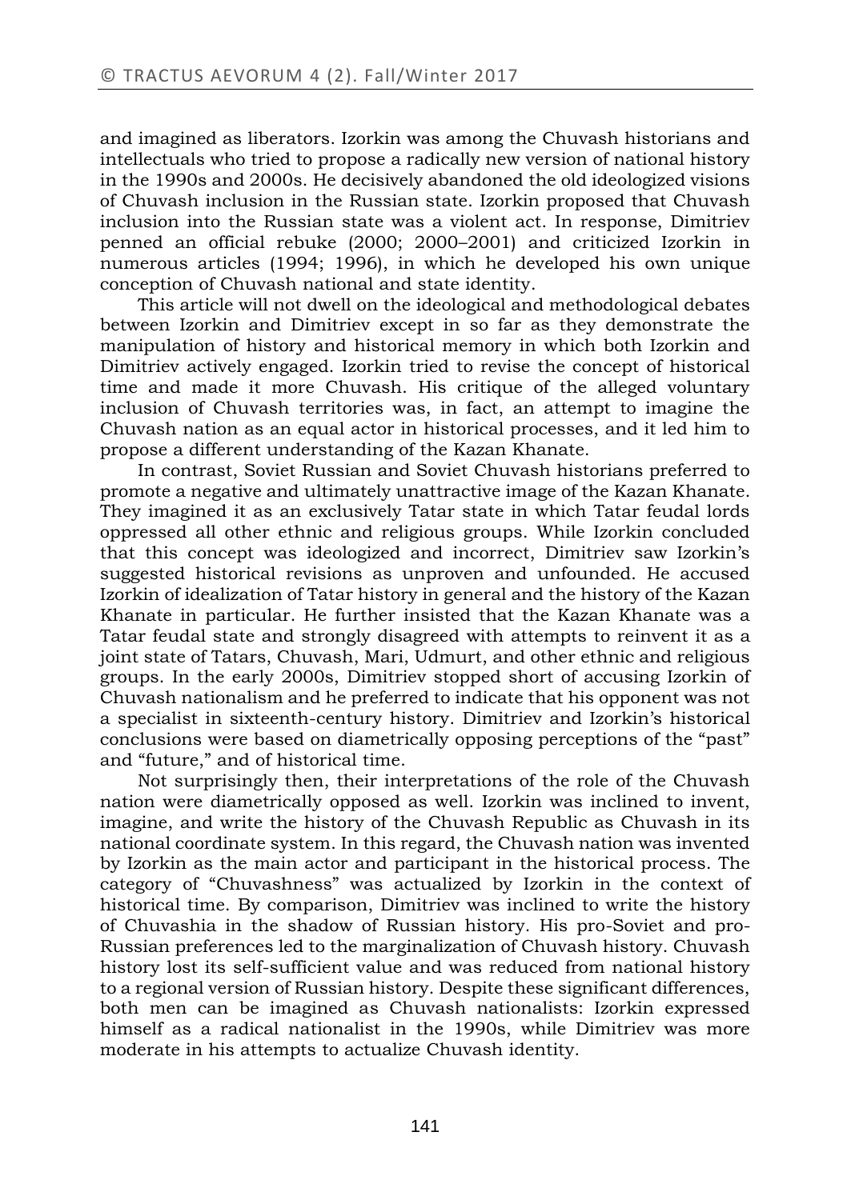and imagined as liberators. Izorkin was among the Chuvash historians and intellectuals who tried to propose a radically new version of national history in the 1990s and 2000s. He decisively abandoned the old ideologized visions of Chuvash inclusion in the Russian state. Izorkin proposed that Chuvash inclusion into the Russian state was a violent act. In response, Dimitriev penned an official rebuke (2000; 2000–2001) and criticized Izorkin in numerous articles (1994; 1996), in which he developed his own unique conception of Chuvash national and state identity.

This article will not dwell on the ideological and methodological debates between Izorkin and Dimitriev except in so far as they demonstrate the manipulation of history and historical memory in which both Izorkin and Dimitriev actively engaged. Izorkin tried to revise the concept of historical time and made it more Chuvash. His critique of the alleged voluntary inclusion of Chuvash territories was, in fact, an attempt to imagine the Chuvash nation as an equal actor in historical processes, and it led him to propose a different understanding of the Kazan Khanate.

In contrast, Soviet Russian and Soviet Chuvash historians preferred to promote a negative and ultimately unattractive image of the Kazan Khanate. They imagined it as an exclusively Tatar state in which Tatar feudal lords oppressed all other ethnic and religious groups. While Izorkin concluded that this concept was ideologized and incorrect, Dimitriev saw Izorkin's suggested historical revisions as unproven and unfounded. He accused Izorkin of idealization of Tatar history in general and the history of the Kazan Khanate in particular. He further insisted that the Kazan Khanate was a Tatar feudal state and strongly disagreed with attempts to reinvent it as a joint state of Tatars, Chuvash, Mari, Udmurt, and other ethnic and religious groups. In the early 2000s, Dimitriev stopped short of accusing Izorkin of Chuvash nationalism and he preferred to indicate that his opponent was not a specialist in sixteenth-century history. Dimitriev and Izorkin's historical conclusions were based on diametrically opposing perceptions of the "past" and "future," and of historical time.

Not surprisingly then, their interpretations of the role of the Chuvash nation were diametrically opposed as well. Izorkin was inclined to invent, imagine, and write the history of the Chuvash Republic as Chuvash in its national coordinate system. In this regard, the Chuvash nation was invented by Izorkin as the main actor and participant in the historical process. The category of "Chuvashness" was actualized by Izorkin in the context of historical time. By comparison, Dimitriev was inclined to write the history of Chuvashia in the shadow of Russian history. His pro-Soviet and pro-Russian preferences led to the marginalization of Chuvash history. Chuvash history lost its self-sufficient value and was reduced from national history to a regional version of Russian history. Despite these significant differences, both men can be imagined as Chuvash nationalists: Izorkin expressed himself as a radical nationalist in the 1990s, while Dimitriev was more moderate in his attempts to actualize Chuvash identity.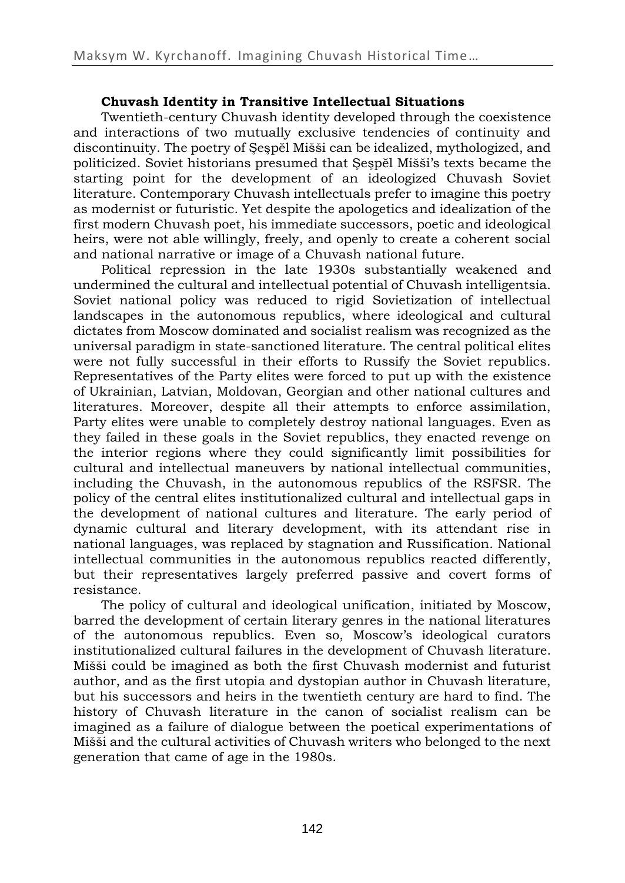### Chuvash Identity in Transitive Intellectual Situations

Twentieth-century Chuvash identity developed through the coexistence and interactions of two mutually exclusive tendencies of continuity and discontinuity. The poetry of Şeşpĕl Mišši can be idealized, mythologized, and politicized. Soviet historians presumed that Şeşpĕl Mišši's texts became the starting point for the development of an ideologized Chuvash Soviet literature. Contemporary Chuvash intellectuals prefer to imagine this poetry as modernist or futuristic. Yet despite the apologetics and idealization of the first modern Chuvash poet, his immediate successors, poetic and ideological heirs, were not able willingly, freely, and openly to create a coherent social and national narrative or image of a Chuvash national future.

Political repression in the late 1930s substantially weakened and undermined the cultural and intellectual potential of Chuvash intelligentsia. Soviet national policy was reduced to rigid Sovietization of intellectual landscapes in the autonomous republics, where ideological and cultural dictates from Moscow dominated and socialist realism was recognized as the universal paradigm in state-sanctioned literature. The central political elites were not fully successful in their efforts to Russify the Soviet republics. Representatives of the Party elites were forced to put up with the existence of Ukrainian, Latvian, Moldovan, Georgian and other national cultures and literatures. Moreover, despite all their attempts to enforce assimilation, Party elites were unable to completely destroy national languages. Even as they failed in these goals in the Soviet republics, they enacted revenge on the interior regions where they could significantly limit possibilities for cultural and intellectual maneuvers by national intellectual communities, including the Chuvash, in the autonomous republics of the RSFSR. The policy of the central elites institutionalized cultural and intellectual gaps in the development of national cultures and literature. The early period of dynamic cultural and literary development, with its attendant rise in national languages, was replaced by stagnation and Russification. National intellectual communities in the autonomous republics reacted differently, but their representatives largely preferred passive and covert forms of resistance.

The policy of cultural and ideological unification, initiated by Moscow, barred the development of certain literary genres in the national literatures of the autonomous republics. Even so, Moscow's ideological curators institutionalized cultural failures in the development of Chuvash literature. Mišši could be imagined as both the first Chuvash modernist and futurist author, and as the first utopia and dystopian author in Chuvash literature, but his successors and heirs in the twentieth century are hard to find. The history of Chuvash literature in the canon of socialist realism can be imagined as a failure of dialogue between the poetical experimentations of Mišši and the cultural activities of Chuvash writers who belonged to the next generation that came of age in the 1980s.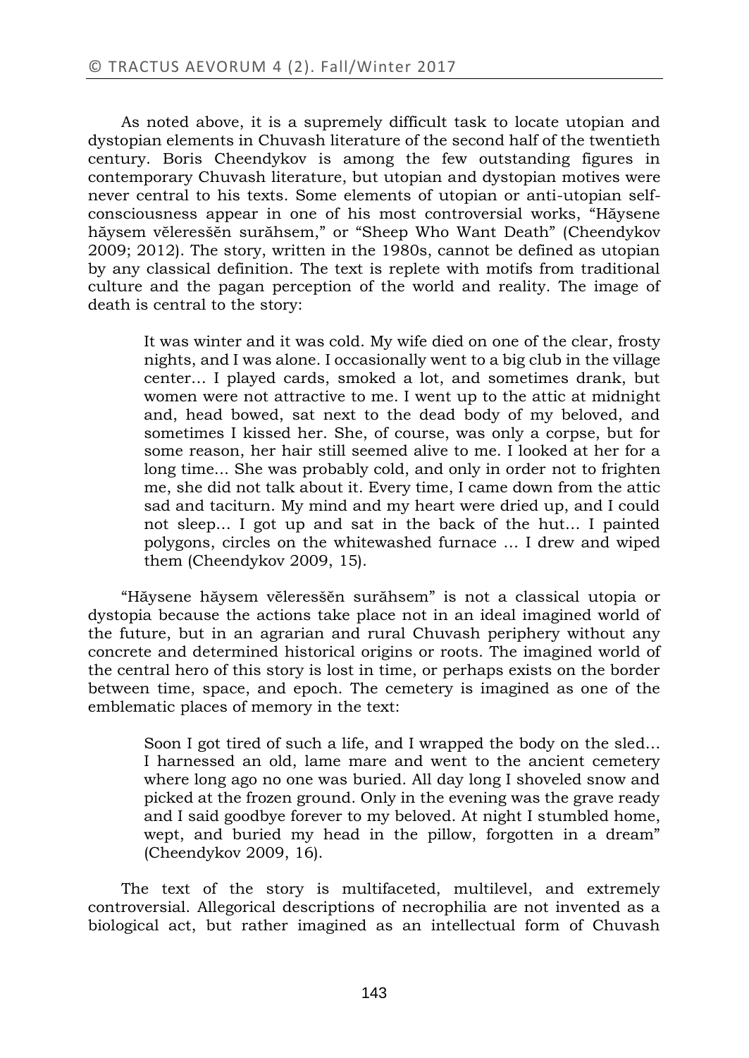As noted above, it is a supremely difficult task to locate utopian and dystopian elements in Chuvash literature of the second half of the twentieth century. Boris Cheendykov is among the few outstanding figures in contemporary Chuvash literature, but utopian and dystopian motives were never central to his texts. Some elements of utopian or anti-utopian self-consciousness appear in one of his most controversial works, "Hăysene hăysem vĕleresšĕn surăhsem," or "Sheep Who Want Death" (Cheendykov 2009; 2012). The story, written in the 1980s, cannot be defined as utopian by any classical definition. The text is replete with motifs from traditional culture and the pagan perception of the world and reality. The image of death is central to the story:

> It was winter and it was cold. My wife died on one of the clear, frosty nights, and I was alone. I occasionally went to a big club in the village center… I played cards, smoked a lot, and sometimes drank, but women were not attractive to me. I went up to the attic at midnight and, head bowed, sat next to the dead body of my beloved, and sometimes I kissed her. She, of course, was only a corpse, but for some reason, her hair still seemed alive to me. I looked at her for a long time... She was probably cold, and only in order not to frighten me, she did not talk about it. Every time, I came down from the attic sad and taciturn. My mind and my heart were dried up, and I could not sleep… I got up and sat in the back of the hut… I painted polygons, circles on the whitewashed furnace … I drew and wiped them (Cheendykov 2009, 15).

"Hăysene hăysem vĕleresšĕn surăhsem" is not a classical utopia or dystopia because the actions take place not in an ideal imagined world of the future, but in an agrarian and rural Chuvash periphery without any concrete and determined historical origins or roots. The imagined world of the central hero of this story is lost in time, or perhaps exists on the border between time, space, and epoch. The cemetery is imagined as one of the emblematic places of memory in the text:

> Soon I got tired of such a life, and I wrapped the body on the sled… I harnessed an old, lame mare and went to the ancient cemetery where long ago no one was buried. All day long I shoveled snow and picked at the frozen ground. Only in the evening was the grave ready and I said goodbye forever to my beloved. At night I stumbled home, wept, and buried my head in the pillow, forgotten in a dream" (Cheendykov 2009, 16).

The text of the story is multifaceted, multilevel, and extremely controversial. Allegorical descriptions of necrophilia are not invented as a biological act, but rather imagined as an intellectual form of Chuvash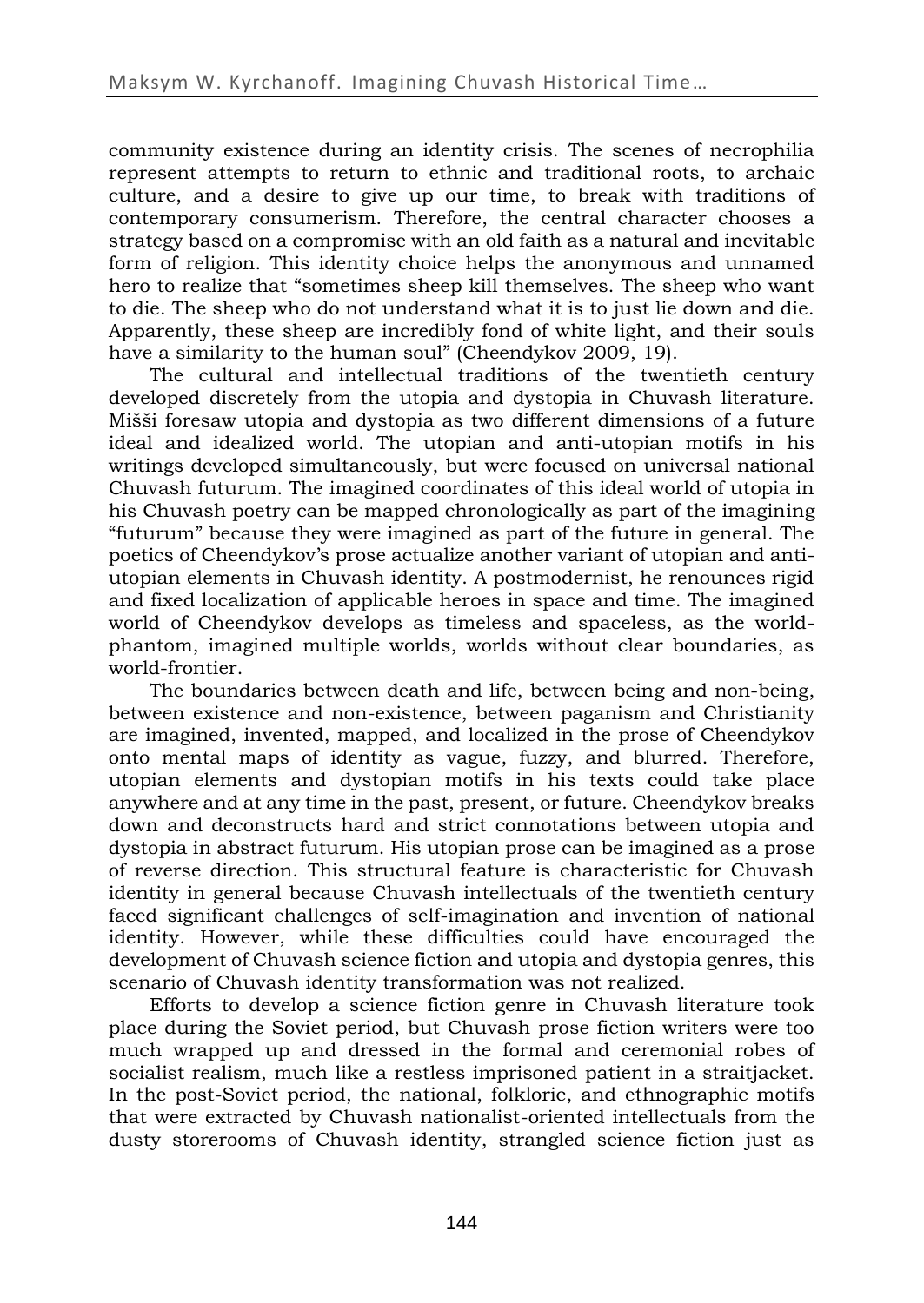community existence during an identity crisis. The scenes of necrophilia represent attempts to return to ethnic and traditional roots, to archaic culture, and a desire to give up our time, to break with traditions of contemporary consumerism. Therefore, the central character chooses a strategy based on a compromise with an old faith as a natural and inevitable form of religion. This identity choice helps the anonymous and unnamed hero to realize that "sometimes sheep kill themselves. The sheep who want to die. The sheep who do not understand what it is to just lie down and die. Apparently, these sheep are incredibly fond of white light, and their souls have a similarity to the human soul" (Cheendykov 2009, 19).

The cultural and intellectual traditions of the twentieth century developed discretely from the utopia and dystopia in Chuvash literature. Mišši foresaw utopia and dystopia as two different dimensions of a future ideal and idealized world. The utopian and anti-utopian motifs in his writings developed simultaneously, but were focused on universal national Chuvash futurum. The imagined coordinates of this ideal world of utopia in his Chuvash poetry can be mapped chronologically as part of the imagining "futurum" because they were imagined as part of the future in general. The poetics of Cheendykov's prose actualize another variant of utopian and anti-utopian elements in Chuvash identity. A postmodernist, he renounces rigid and fixed localization of applicable heroes in space and time. The imagined world of Cheendykov develops as timeless and spaceless, as the world-phantom, imagined multiple worlds, worlds without clear boundaries, as world-frontier.

The boundaries between death and life, between being and non-being, between existence and non-existence, between paganism and Christianity are imagined, invented, mapped, and localized in the prose of Cheendykov onto mental maps of identity as vague, fuzzy, and blurred. Therefore, utopian elements and dystopian motifs in his texts could take place anywhere and at any time in the past, present, or future. Cheendykov breaks down and deconstructs hard and strict connotations between utopia and dystopia in abstract futurum. His utopian prose can be imagined as a prose of reverse direction. This structural feature is characteristic for Chuvash identity in general because Chuvash intellectuals of the twentieth century faced significant challenges of self-imagination and invention of national identity. However, while these difficulties could have encouraged the development of Chuvash science fiction and utopia and dystopia genres, this scenario of Chuvash identity transformation was not realized.

Efforts to develop a science fiction genre in Chuvash literature took place during the Soviet period, but Chuvash prose fiction writers were too much wrapped up and dressed in the formal and ceremonial robes of socialist realism, much like a restless imprisoned patient in a straitjacket. In the post-Soviet period, the national, folkloric, and ethnographic motifs that were extracted by Chuvash nationalist-oriented intellectuals from the dusty storerooms of Chuvash identity, strangled science fiction just as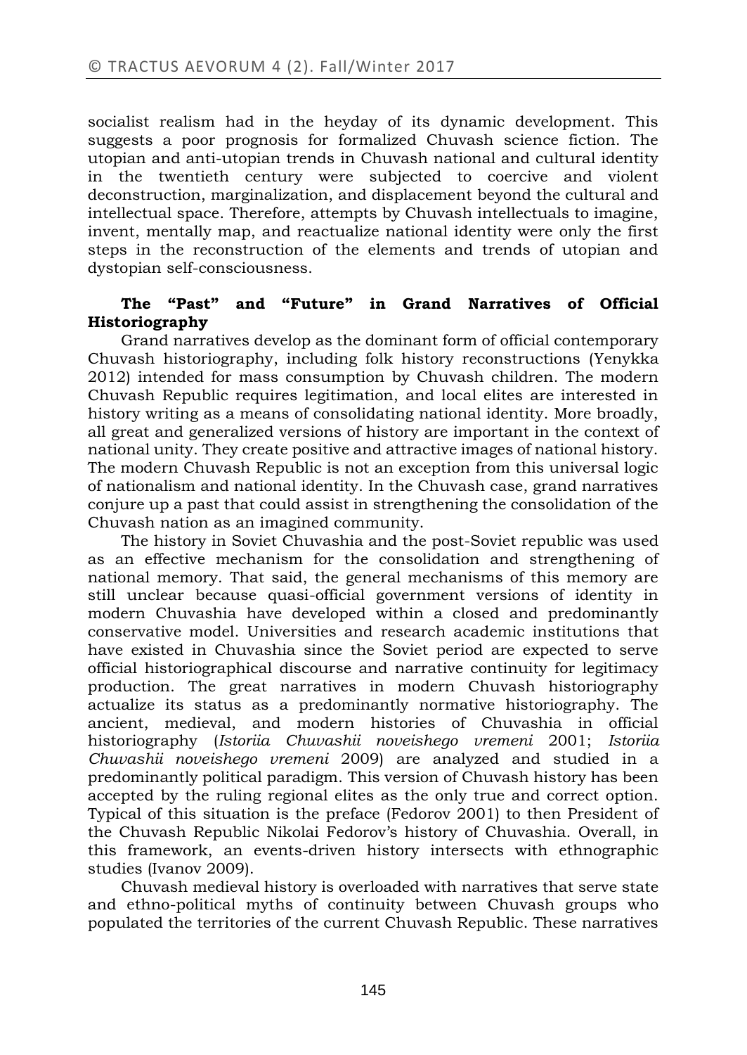socialist realism had in the heyday of its dynamic development. This suggests a poor prognosis for formalized Chuvash science fiction. The utopian and anti-utopian trends in Chuvash national and cultural identity in the twentieth century were subjected to coercive and violent deconstruction, marginalization, and displacement beyond the cultural and intellectual space. Therefore, attempts by Chuvash intellectuals to imagine, invent, mentally map, and reactualize national identity were only the first steps in the reconstruction of the elements and trends of utopian and dystopian self-consciousness.

### The "Past" and "Future" in Grand Narratives of Official Historiography

Grand narratives develop as the dominant form of official contemporary Chuvash historiography, including folk history reconstructions (Yenykka 2012) intended for mass consumption by Chuvash children. The modern Chuvash Republic requires legitimation, and local elites are interested in history writing as a means of consolidating national identity. More broadly, all great and generalized versions of history are important in the context of national unity. They create positive and attractive images of national history. The modern Chuvash Republic is not an exception from this universal logic of nationalism and national identity. In the Chuvash case, grand narratives conjure up a past that could assist in strengthening the consolidation of the Chuvash nation as an imagined community.

The history in Soviet Chuvashia and the post-Soviet republic was used as an effective mechanism for the consolidation and strengthening of national memory. That said, the general mechanisms of this memory are still unclear because quasi-official government versions of identity in modern Chuvashia have developed within a closed and predominantly conservative model. Universities and research academic institutions that have existed in Chuvashia since the Soviet period are expected to serve official historiographical discourse and narrative continuity for legitimacy production. The great narratives in modern Chuvash historiography actualize its status as a predominantly normative historiography. The ancient, medieval, and modern histories of Chuvashia in official historiography (*Istoriia Chuvashii noveishego vremeni* 2001; *Istoriia Chuvashii noveishego vremeni* 2009) are analyzed and studied in a predominantly political paradigm. This version of Chuvash history has been accepted by the ruling regional elites as the only true and correct option. Typical of this situation is the preface (Fedorov 2001) to then President of the Chuvash Republic Nikolai Fedorov's history of Chuvashia. Overall, in this framework, an events-driven history intersects with ethnographic studies (Ivanov 2009).

Chuvash medieval history is overloaded with narratives that serve state and ethno-political myths of continuity between Chuvash groups who populated the territories of the current Chuvash Republic. These narratives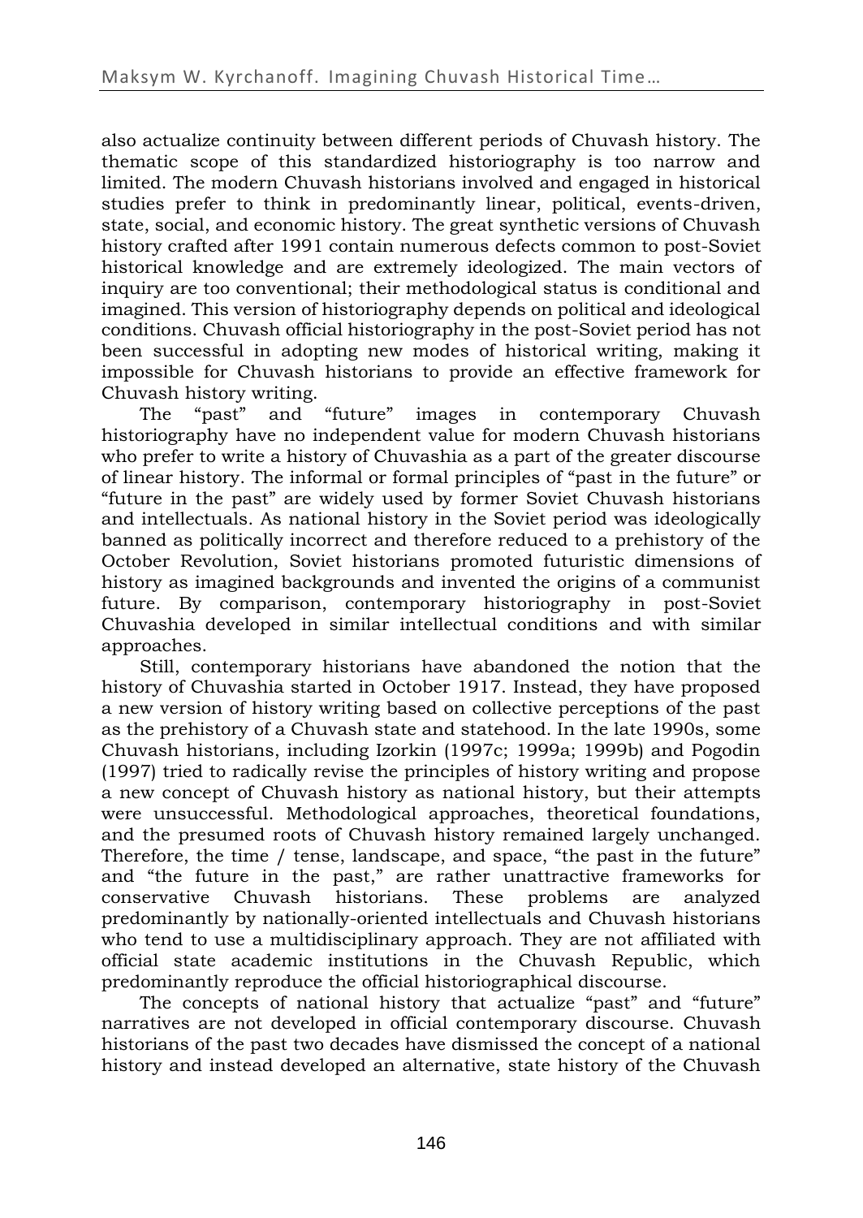also actualize continuity between different periods of Chuvash history. The thematic scope of this standardized historiography is too narrow and limited. The modern Chuvash historians involved and engaged in historical studies prefer to think in predominantly linear, political, events-driven, state, social, and economic history. The great synthetic versions of Chuvash history crafted after 1991 contain numerous defects common to post-Soviet historical knowledge and are extremely ideologized. The main vectors of inquiry are too conventional; their methodological status is conditional and imagined. This version of historiography depends on political and ideological conditions. Chuvash official historiography in the post-Soviet period has not been successful in adopting new modes of historical writing, making it impossible for Chuvash historians to provide an effective framework for Chuvash history writing.

The "past" and "future" images in contemporary Chuvash historiography have no independent value for modern Chuvash historians who prefer to write a history of Chuvashia as a part of the greater discourse of linear history. The informal or formal principles of "past in the future" or "future in the past" are widely used by former Soviet Chuvash historians and intellectuals. As national history in the Soviet period was ideologically banned as politically incorrect and therefore reduced to a prehistory of the October Revolution, Soviet historians promoted futuristic dimensions of history as imagined backgrounds and invented the origins of a communist future. By comparison, contemporary historiography in post-Soviet Chuvashia developed in similar intellectual conditions and with similar approaches.

Still, contemporary historians have abandoned the notion that the history of Chuvashia started in October 1917. Instead, they have proposed a new version of history writing based on collective perceptions of the past as the prehistory of a Chuvash state and statehood. In the late 1990s, some Chuvash historians, including Izorkin (1997c; 1999a; 1999b) and Pogodin (1997) tried to radically revise the principles of history writing and propose a new concept of Chuvash history as national history, but their attempts were unsuccessful. Methodological approaches, theoretical foundations, and the presumed roots of Chuvash history remained largely unchanged. Therefore, the time / tense, landscape, and space, "the past in the future" and "the future in the past," are rather unattractive frameworks for conservative Chuvash historians. These problems are analyzed predominantly by nationally-oriented intellectuals and Chuvash historians who tend to use a multidisciplinary approach. They are not affiliated with official state academic institutions in the Chuvash Republic, which predominantly reproduce the official historiographical discourse.

The concepts of national history that actualize "past" and "future" narratives are not developed in official contemporary discourse. Chuvash historians of the past two decades have dismissed the concept of a national history and instead developed an alternative, state history of the Chuvash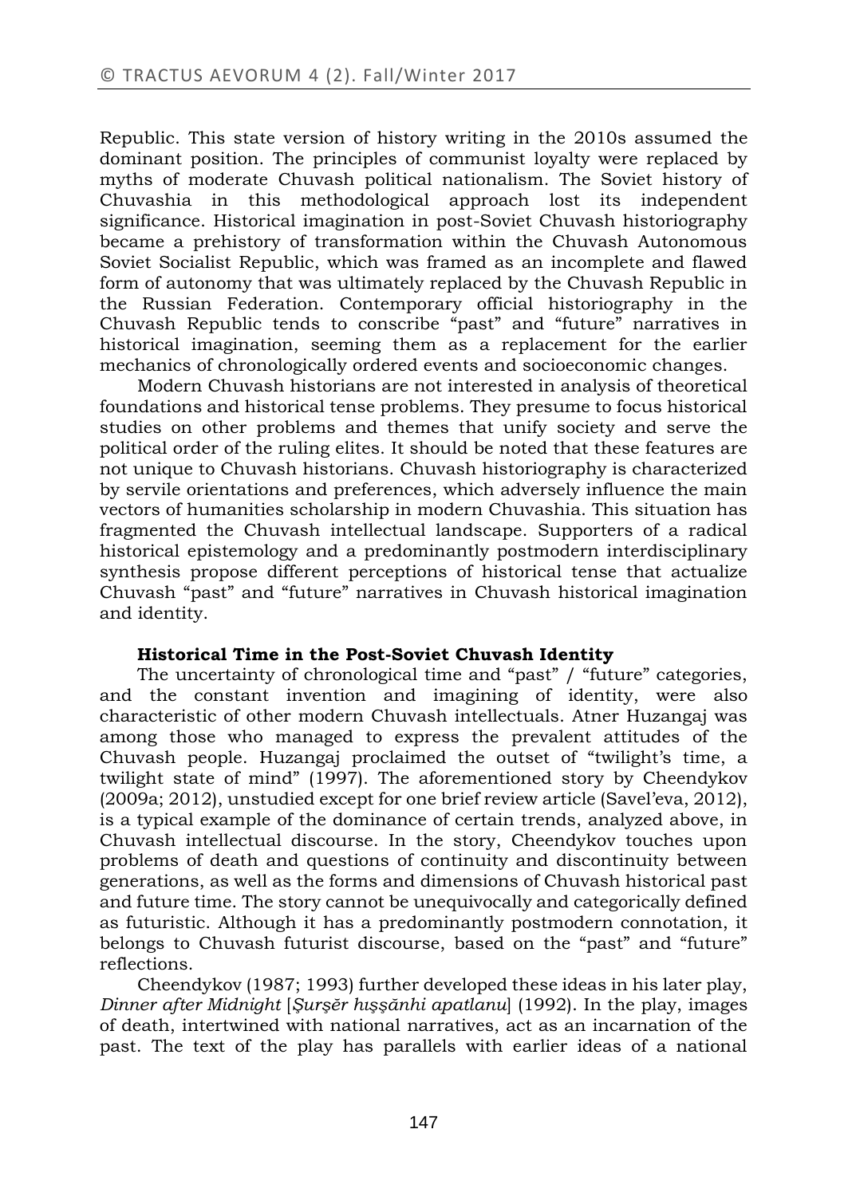Republic. This state version of history writing in the 2010s assumed the dominant position. The principles of communist loyalty were replaced by myths of moderate Chuvash political nationalism. The Soviet history of Chuvashia in this methodological approach lost its independent significance. Historical imagination in post-Soviet Chuvash historiography became a prehistory of transformation within the Chuvash Autonomous Soviet Socialist Republic, which was framed as an incomplete and flawed form of autonomy that was ultimately replaced by the Chuvash Republic in the Russian Federation. Contemporary official historiography in the Chuvash Republic tends to conscribe "past" and "future" narratives in historical imagination, seeming them as a replacement for the earlier mechanics of chronologically ordered events and socioeconomic changes.

Modern Chuvash historians are not interested in analysis of theoretical foundations and historical tense problems. They presume to focus historical studies on other problems and themes that unify society and serve the political order of the ruling elites. It should be noted that these features are not unique to Chuvash historians. Chuvash historiography is characterized by servile orientations and preferences, which adversely influence the main vectors of humanities scholarship in modern Chuvashia. This situation has fragmented the Chuvash intellectual landscape. Supporters of a radical historical epistemology and a predominantly postmodern interdisciplinary synthesis propose different perceptions of historical tense that actualize Chuvash "past" and "future" narratives in Chuvash historical imagination and identity.

### Historical Time in the Post-Soviet Chuvash Identity

The uncertainty of chronological time and "past" / "future" categories, and the constant invention and imagining of identity, were also characteristic of other modern Chuvash intellectuals. Atner Huzangaj was among those who managed to express the prevalent attitudes of the Chuvash people. Huzangaj proclaimed the outset of "twilight's time, a twilight state of mind" (1997). The aforementioned story by Cheendykov (2009a; 2012), unstudied except for one brief review article (Savel'eva, 2012), is a typical example of the dominance of certain trends, analyzed above, in Chuvash intellectual discourse. In the story, Cheendykov touches upon problems of death and questions of continuity and discontinuity between generations, as well as the forms and dimensions of Chuvash historical past and future time. The story cannot be unequivocally and categorically defined as futuristic. Although it has a predominantly postmodern connotation, it belongs to Chuvash futurist discourse, based on the "past" and "future" reflections.

Cheendykov (1987; 1993) further developed these ideas in his later play, *Dinner after Midnight* [*Şurşĕr hışşănhi apatlanu*] (1992). In the play, images of death, intertwined with national narratives, act as an incarnation of the past. The text of the play has parallels with earlier ideas of a national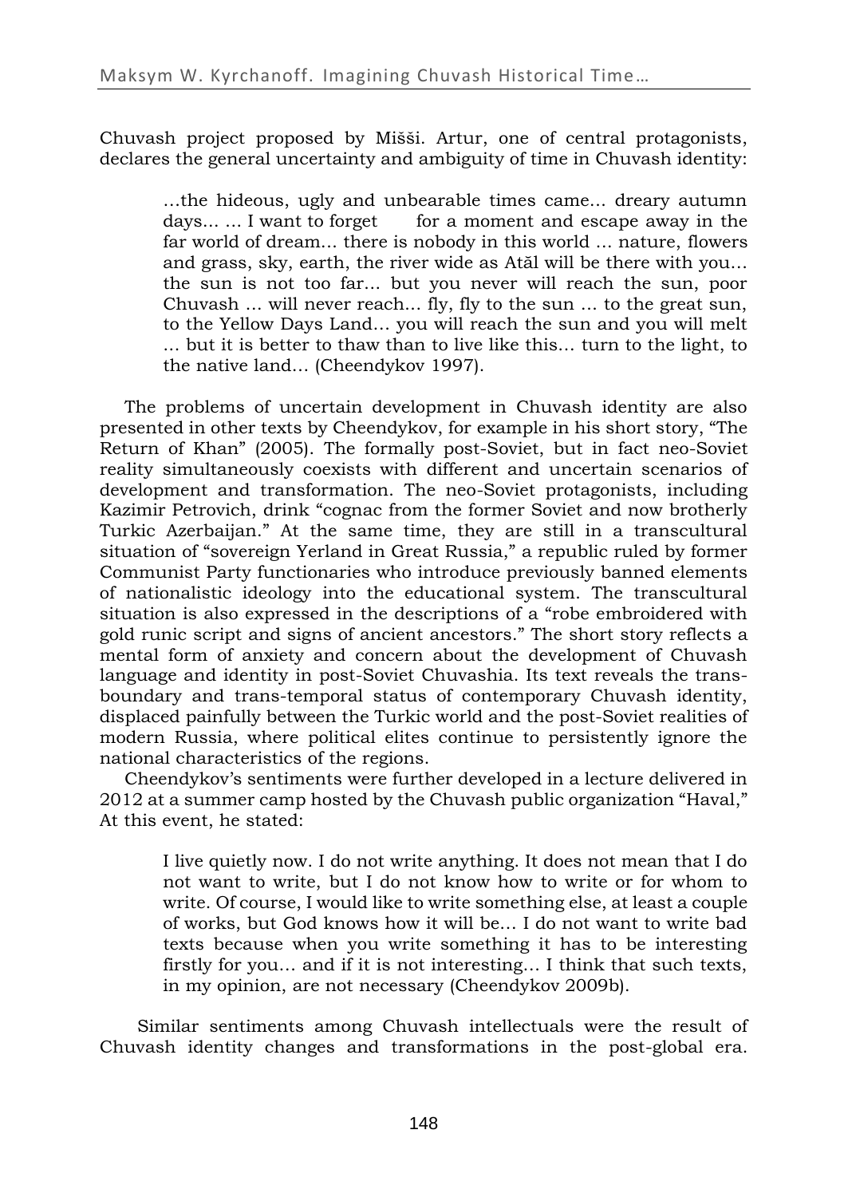Chuvash project proposed by Mišši. Artur, one of central protagonists, declares the general uncertainty and ambiguity of time in Chuvash identity:

> …the hideous, ugly and unbearable times came… dreary autumn days… … I want to forget for a moment and escape away in the far world of dream… there is nobody in this world … nature, flowers and grass, sky, earth, the river wide as Atăl will be there with you… the sun is not too far… but you never will reach the sun, poor Chuvash … will never reach… fly, fly to the sun … to the great sun, to the Yellow Days Land… you will reach the sun and you will melt … but it is better to thaw than to live like this… turn to the light, to the native land… (Cheendykov 1997).

The problems of uncertain development in Chuvash identity are also presented in other texts by Cheendykov, for example in his short story, "The Return of Khan" (2005). The formally post-Soviet, but in fact neo-Soviet reality simultaneously coexists with different and uncertain scenarios of development and transformation. The neo-Soviet protagonists, including Kazimir Petrovich, drink "cognac from the former Soviet and now brotherly Turkic Azerbaijan." At the same time, they are still in a transcultural situation of "sovereign Yerland in Great Russia," a republic ruled by former Communist Party functionaries who introduce previously banned elements of nationalistic ideology into the educational system. The transcultural situation is also expressed in the descriptions of a "robe embroidered with gold runic script and signs of ancient ancestors." The short story reflects a mental form of anxiety and concern about the development of Chuvash language and identity in post-Soviet Chuvashia. Its text reveals the trans-boundary and trans-temporal status of contemporary Chuvash identity, displaced painfully between the Turkic world and the post-Soviet realities of modern Russia, where political elites continue to persistently ignore the national characteristics of the regions.

Cheendykov's sentiments were further developed in a lecture delivered in 2012 at a summer camp hosted by the Chuvash public organization "Haval," At this event, he stated:

> I live quietly now. I do not write anything. It does not mean that I do not want to write, but I do not know how to write or for whom to write. Of course, I would like to write something else, at least a couple of works, but God knows how it will be… I do not want to write bad texts because when you write something it has to be interesting firstly for you… and if it is not interesting… I think that such texts, in my opinion, are not necessary (Cheendykov 2009b).

Similar sentiments among Chuvash intellectuals were the result of Chuvash identity changes and transformations in the post-global era.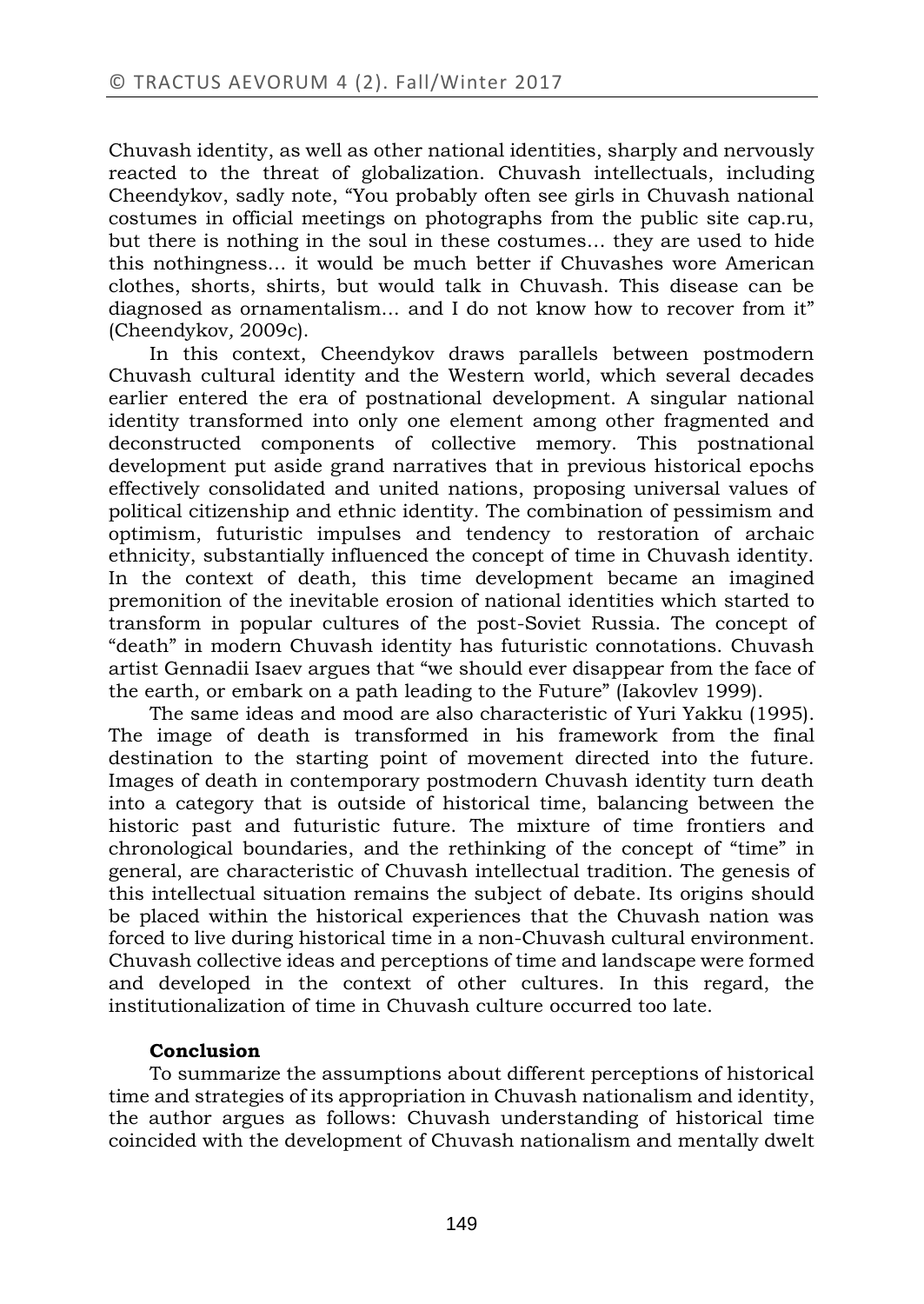Chuvash identity, as well as other national identities, sharply and nervously reacted to the threat of globalization. Chuvash intellectuals, including Cheendykov, sadly note, "You probably often see girls in Chuvash national costumes in official meetings on photographs from the public site cap.ru, but there is nothing in the soul in these costumes… they are used to hide this nothingness… it would be much better if Chuvashes wore American clothes, shorts, shirts, but would talk in Chuvash. This disease can be diagnosed as ornamentalism… and I do not know how to recover from it" (Cheendykov*,* 2009c).

In this context, Cheendykov draws parallels between postmodern Chuvash cultural identity and the Western world, which several decades earlier entered the era of postnational development. A singular national identity transformed into only one element among other fragmented and deconstructed components of collective memory. This postnational development put aside grand narratives that in previous historical epochs effectively consolidated and united nations, proposing universal values of political citizenship and ethnic identity. The combination of pessimism and optimism, futuristic impulses and tendency to restoration of archaic ethnicity, substantially influenced the concept of time in Chuvash identity. In the context of death, this time development became an imagined premonition of the inevitable erosion of national identities which started to transform in popular cultures of the post-Soviet Russia. The concept of "death" in modern Chuvash identity has futuristic connotations. Chuvash artist Gennadii Isaev argues that "we should ever disappear from the face of the earth, or embark on a path leading to the Future" (Iakovlev 1999).

The same ideas and mood are also characteristic of Yuri Yakku (1995). The image of death is transformed in his framework from the final destination to the starting point of movement directed into the future. Images of death in contemporary postmodern Chuvash identity turn death into a category that is outside of historical time, balancing between the historic past and futuristic future. The mixture of time frontiers and chronological boundaries, and the rethinking of the concept of "time" in general, are characteristic of Chuvash intellectual tradition. The genesis of this intellectual situation remains the subject of debate. Its origins should be placed within the historical experiences that the Chuvash nation was forced to live during historical time in a non-Chuvash cultural environment. Chuvash collective ideas and perceptions of time and landscape were formed and developed in the context of other cultures. In this regard, the institutionalization of time in Chuvash culture occurred too late.

## Conclusion

To summarize the assumptions about different perceptions of historical time and strategies of its appropriation in Chuvash nationalism and identity, the author argues as follows: Chuvash understanding of historical time coincided with the development of Chuvash nationalism and mentally dwelt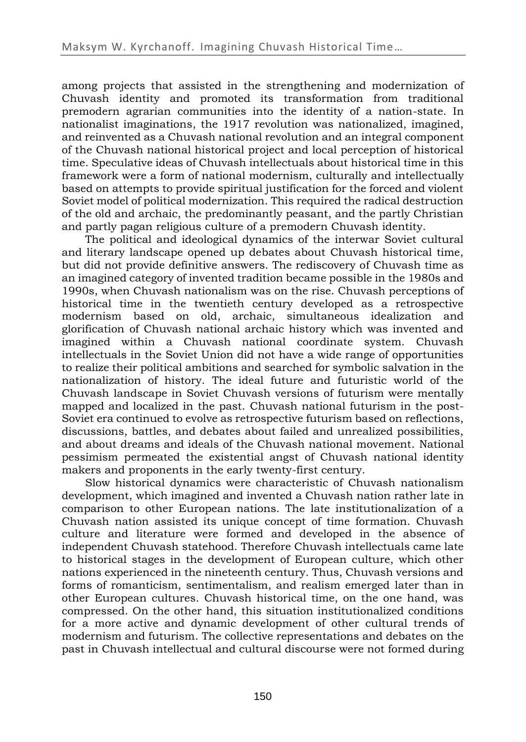among projects that assisted in the strengthening and modernization of Chuvash identity and promoted its transformation from traditional premodern agrarian communities into the identity of a nation-state. In nationalist imaginations, the 1917 revolution was nationalized, imagined, and reinvented as a Chuvash national revolution and an integral component of the Chuvash national historical project and local perception of historical time. Speculative ideas of Chuvash intellectuals about historical time in this framework were a form of national modernism, culturally and intellectually based on attempts to provide spiritual justification for the forced and violent Soviet model of political modernization. This required the radical destruction of the old and archaic, the predominantly peasant, and the partly Christian and partly pagan religious culture of a premodern Chuvash identity.

The political and ideological dynamics of the interwar Soviet cultural and literary landscape opened up debates about Chuvash historical time, but did not provide definitive answers. The rediscovery of Chuvash time as an imagined category of invented tradition became possible in the 1980s and 1990s, when Chuvash nationalism was on the rise. Chuvash perceptions of historical time in the twentieth century developed as a retrospective modernism based on old, archaic, simultaneous idealization and glorification of Chuvash national archaic history which was invented and imagined within a Chuvash national coordinate system. Chuvash intellectuals in the Soviet Union did not have a wide range of opportunities to realize their political ambitions and searched for symbolic salvation in the nationalization of history. The ideal future and futuristic world of the Chuvash landscape in Soviet Chuvash versions of futurism were mentally mapped and localized in the past. Chuvash national futurism in the post-Soviet era continued to evolve as retrospective futurism based on reflections, discussions, battles, and debates about failed and unrealized possibilities, and about dreams and ideals of the Chuvash national movement. National pessimism permeated the existential angst of Chuvash national identity makers and proponents in the early twenty-first century.

Slow historical dynamics were characteristic of Chuvash nationalism development, which imagined and invented a Chuvash nation rather late in comparison to other European nations. The late institutionalization of a Chuvash nation assisted its unique concept of time formation. Chuvash culture and literature were formed and developed in the absence of independent Chuvash statehood. Therefore Chuvash intellectuals came late to historical stages in the development of European culture, which other nations experienced in the nineteenth century. Thus, Chuvash versions and forms of romanticism, sentimentalism, and realism emerged later than in other European cultures. Chuvash historical time, on the one hand, was compressed. On the other hand, this situation institutionalized conditions for a more active and dynamic development of other cultural trends of modernism and futurism. The collective representations and debates on the past in Chuvash intellectual and cultural discourse were not formed during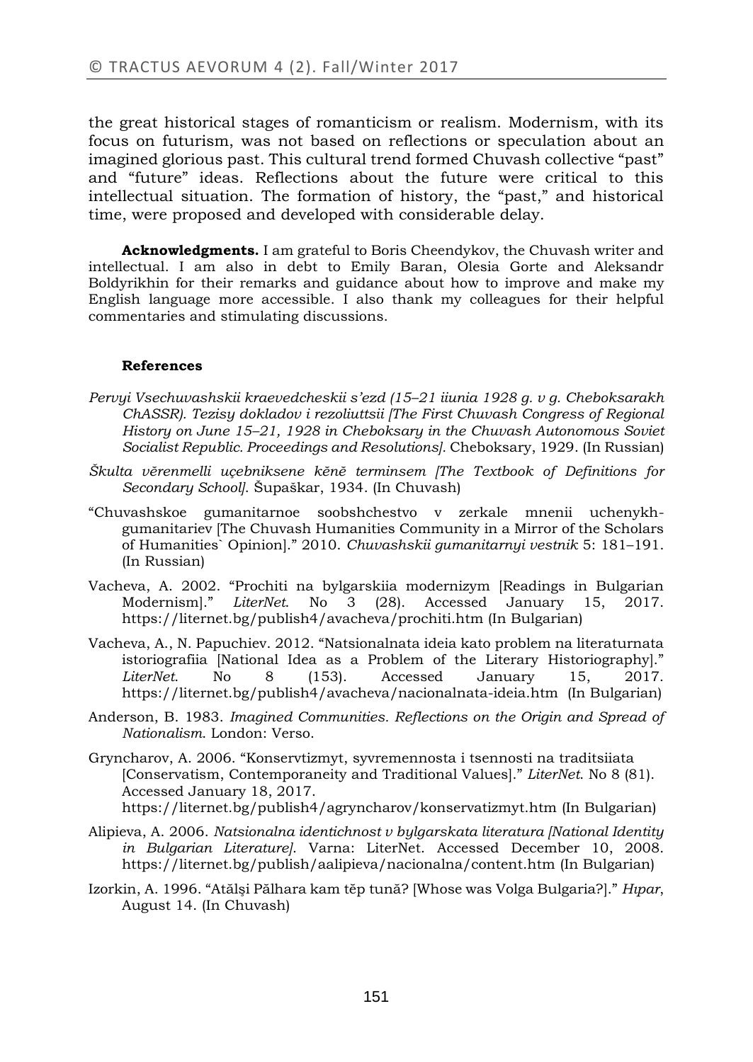the great historical stages of romanticism or realism. Modernism, with its focus on futurism, was not based on reflections or speculation about an imagined glorious past. This cultural trend formed Chuvash collective "past" and "future" ideas. Reflections about the future were critical to this intellectual situation. The formation of history, the "past," and historical time, were proposed and developed with considerable delay.

**Acknowledgments.** I am grateful to Boris Cheendykov, the Chuvash writer and intellectual. I am also in debt to Emily Baran, Olesia Gorte and Aleksandr Boldyrikhin for their remarks and guidance about how to improve and make my English language more accessible. I also thank my colleagues for their helpful commentaries and stimulating discussions.

**References**

*Pervyi Vsechuvashskii kraevedcheskii s'ezd (15–21 iiunia 1928 g. v g. Cheboksarakh ChASSR). Tezisy dokladov i rezoliuttsii [The First Chuvash Congress of Regional History on June 15–21, 1928 in Cheboksary in the Chuvash Autonomous Soviet Socialist Republic. Proceedings and Resolutions].* Cheboksary, 1929. (In Russian)

*Škulta vĕrenmelli uçebniksene kĕnĕ terminsem [The Textbook of Definitions for Secondary School].* Šupaškar, 1934. (In Chuvash)

"Chuvashskoe gumanitarnoe soobshchestvo v zerkale mnenii uchenykh-gumanitariev [The Chuvash Humanities Community in a Mirror of the Scholars of Humanities` Opinion]." 2010. *Chuvashskii gumanitarnyi vestnik* 5: 181–191. (In Russian)

Vacheva, A. 2002. "Prochiti na bylgarskiia modernizym [Readings in Bulgarian Modernism]." *LiterNet*. No 3 (28). Accessed January 15, 2017. https://liternet.bg/publish4/avacheva/prochiti.htm (In Bulgarian)

Vacheva, A., N. Papuchiev. 2012. "Natsionalnata ideia kato problem na literaturnata istoriografiia [National Idea as a Problem of the Literary Historiography]." *LiterNet*. No 8 (153). Accessed January 15, 2017. https://liternet.bg/publish4/avacheva/nacionalnata-ideia.htm (In Bulgarian)

Anderson, B. 1983. *Imagined Communities. Reflections on the Origin and Spread of Nationalism*. London: Verso.

Gryncharov, A. 2006. "Konservtizmyt, syvremennosta i tsennosti na traditsiiata [Conservatism, Contemporaneity and Traditional Values]." *LiterNet*. No 8 (81). Accessed January 18, 2017. https://liternet.bg/publish4/agryncharov/konservatizmyt.htm (In Bulgarian)

Alipieva, A. 2006. *Natsionalna identichnost v bylgarskata literatura [National Identity in Bulgarian Literature]*. Varna: LiterNet. Accessed December 10, 2008. https://liternet.bg/publish/aalipieva/nacionalna/content.htm (In Bulgarian)

Izorkin, A. 1996. "Atălşi Pălhara kam tĕp tună? [Whose was Volga Bulgaria?]." *Hıpar*, August 14. (In Chuvash)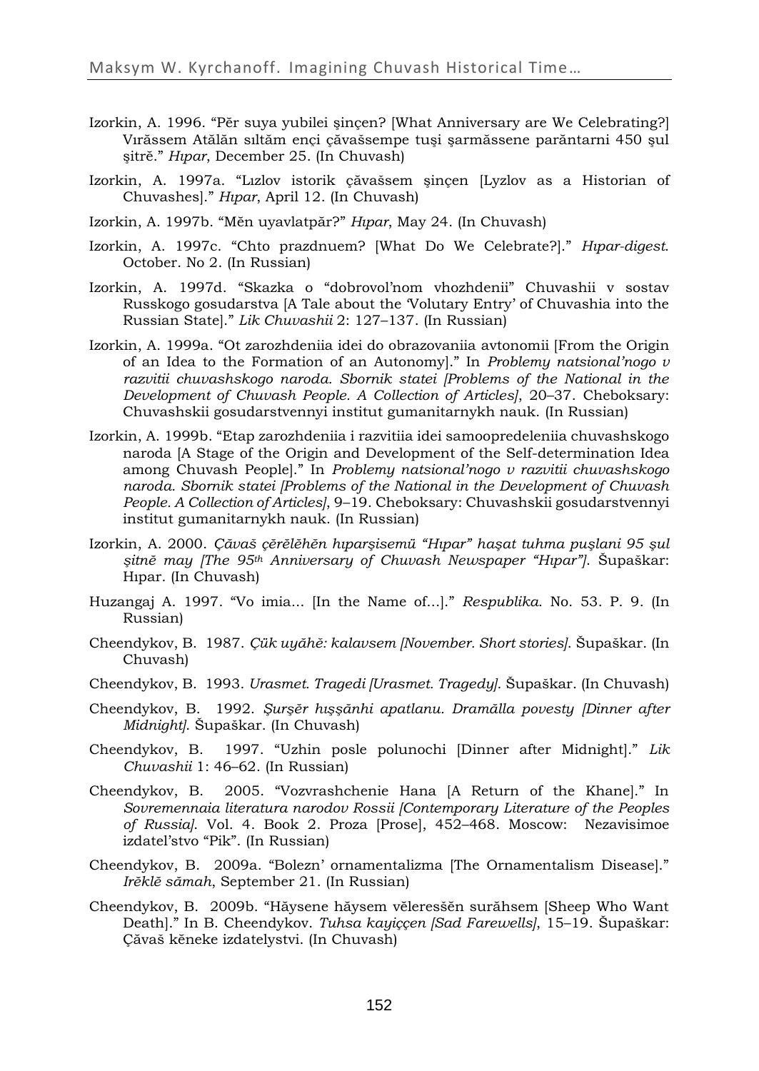Izorkin, A. 1996. "Pĕr suya yubilei şinçen? [What Anniversary are We Celebrating?] Vırăssem Atălăn sıltăm ençi çăvaşsempe tuşi şarmăssene parăntarni 450 şul şitrĕ." *Hıpar*, December 25. (In Chuvash)

Izorkin, A. 1997a. "Lızlov istorik çăvaşsem şinçen [Lyzlov as a Historian of Chuvashes]." *Hıpar*, April 12. (In Chuvash)

Izorkin, A. 1997b. "Mĕn uyavlatpăr?" *Hıpar*, May 24. (In Chuvash)

Izorkin, A. 1997c. "Chto prazdnuem? [What Do We Celebrate?]." *Hıpar-digest*. October. No 2. (In Russian)

Izorkin, A. 1997d. "Skazka o "dobrovol'nom vhozhdenii" Chuvashii v sostav Russkogo gosudarstva [A Tale about the 'Volutary Entry' of Chuvashia into the Russian State]." *Lik Chuvashii* 2: 127–137. (In Russian)

Izorkin, A. 1999a. "Ot zarozhdeniia idei do obrazovaniia avtonomii [From the Origin of an Idea to the Formation of an Autonomy]." In *Problemy natsional'nogo v razvitii chuvashskogo naroda. Sbornik statei [Problems of the National in the Development of Chuvash People. A Collection of Articles]*, 20–37. Cheboksary: Chuvashskii gosudarstvennyi institut gumanitarnykh nauk. (In Russian)

Izorkin, A. 1999b. "Etap zarozhdeniia i razvitiia idei samoopredeleniia chuvashskogo naroda [A Stage of the Origin and Development of the Self-determination Idea among Chuvash People]." In *Problemy natsional'nogo v razvitii chuvashskogo naroda. Sbornik statei [Problems of the National in the Development of Chuvash People. A Collection of Articles]*, 9–19. Cheboksary: Chuvashskii gosudarstvennyi institut gumanitarnykh nauk. (In Russian)

Izorkin, A. 2000. *Çăvaš çĕrĕlĕhĕn hıparşisemü "Hıpar" haşat tuhma puşlani 95 şul şitnĕ may [The 95th Anniversary of Chuvash Newspaper "Hıpar"]*. Šupaškar: Hıpar. (In Chuvash)

Huzangaj A. 1997. "Vo imia… [In the Name of…]." *Respublika*. No. 53. P. 9. (In Russian)

Cheendykov, B. 1987. *Çük uyăhĕ: kalavsem [November. Short stories]*. Šupaškar. (In Chuvash)

Cheendykov, B. 1993. *Urasmet. Tragedi [Urasmet. Tragedy]*. Šupaškar. (In Chuvash)

Cheendykov, B. 1992. *Şurşĕr hışşănhi apatlanu. Dramălla povesty [Dinner after Midnight]*. Šupaškar. (In Chuvash)

Cheendykov, B. 1997. "Uzhin posle polunochi [Dinner after Midnight]." *Lik Chuvashii* 1: 46–62. (In Russian)

Cheendykov, B. 2005. "Vozvrashchenie Hana [A Return of the Khane]." In *Sovremennaia literatura narodov Rossii [Contemporary Literature of the Peoples of Russia]*. Vol. 4. Book 2. Proza [Prose], 452–468. Moscow: Nezavisimoe izdatel'stvo "Pik". (In Russian)

Cheendykov, B. 2009a. "Bolezn' ornamentalizma [The Ornamentalism Disease]." *Irĕklĕ sămah*, September 21. (In Russian)

Cheendykov, B. 2009b. "Hăysene hăysem vĕleressĕn surăhsem [Sheep Who Want Death]." In B. Cheendykov. *Tuhsa kayiççen [Sad Farewells]*, 15–19. Šupaškar: Çăvaš kĕneke izdatelystvi. (In Chuvash)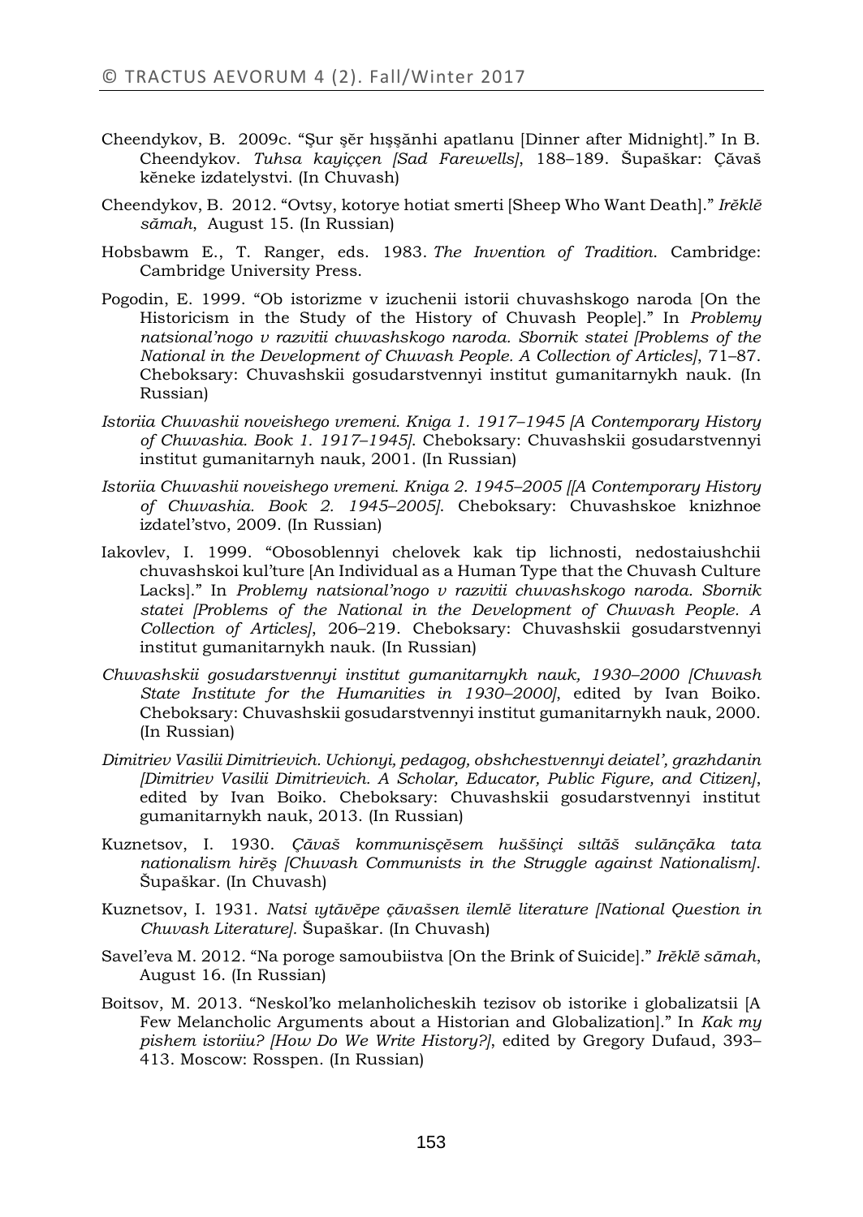Cheendykov, B. 2009c. "Şur şĕr hışşănhi apatlanu [Dinner after Midnight]." In B. Cheendykov. *Tuhsa kayiççen [Sad Farewells]*, 188–189. Šupaškar: Çăvaš kĕneke izdatelystvi. (In Chuvash)

Cheendykov, B. 2012. "Ovtsy, kotorye hotiat smerti [Sheep Who Want Death]." *Irĕklĕ sămah*, August 15. (In Russian)

Hobsbawm E., T. Ranger, eds. 1983. *The Invention of Tradition*. Cambridge: Cambridge University Press.

Pogodin, E. 1999. "Ob istorizme v izuchenii istorii chuvashskogo naroda [On the Historicism in the Study of the History of Chuvash People]." In *Problemy natsional'nogo v razvitii chuvashskogo naroda. Sbornik statei [Problems of the National in the Development of Chuvash People. A Collection of Articles]*, 71–87. Cheboksary: Chuvashskii gosudarstvennyi institut gumanitarnykh nauk. (In Russian)

*Istoriia Chuvashii noveishego vremeni. Kniga 1. 1917–1945 [A Contemporary History of Chuvashia. Book 1. 1917–1945]*. Cheboksary: Chuvashskii gosudarstvennyi institut gumanitarnyh nauk, 2001. (In Russian)

*Istoriia Chuvashii noveishego vremeni. Kniga 2. 1945–2005 [[A Contemporary History of Chuvashia. Book 2. 1945–2005]*. Cheboksary: Chuvashskoe knizhnoe izdatel'stvo, 2009. (In Russian)

Iakovlev, I. 1999. "Obosoblennyi chelovek kak tip lichnosti, nedostaiushchii chuvashskoi kul'ture [An Individual as a Human Type that the Chuvash Culture Lacks]." In *Problemy natsional'nogo v razvitii chuvashskogo naroda. Sbornik statei [Problems of the National in the Development of Chuvash People. A Collection of Articles]*, 206–219. Cheboksary: Chuvashskii gosudarstvennyi institut gumanitarnykh nauk. (In Russian)

*Chuvashskii gosudarstvennyi institut gumanitarnykh nauk, 1930–2000 [Chuvash State Institute for the Humanities in 1930–2000]*, edited by Ivan Boiko. Cheboksary: Chuvashskii gosudarstvennyi institut gumanitarnykh nauk, 2000. (In Russian)

*Dimitriev Vasilii Dimitrievich. Uchionyi, pedagog, obshchestvennyi deiatel', grazhdanin [Dimitriev Vasilii Dimitrievich. A Scholar, Educator, Public Figure, and Citizen]*, edited by Ivan Boiko. Cheboksary: Chuvashskii gosudarstvennyi institut gumanitarnykh nauk, 2013. (In Russian)

Kuznetsov, I. 1930. *Çăvaš kommunisçĕsem huššinçi sıltăš sulănçăka tata nationalism hirĕş [Chuvash Communists in the Struggle against Nationalism]*. Šupaškar. (In Chuvash)

Kuznetsov, I. 1931. *Natsi ıytăvĕpe çăvaššen ilemlĕ literature [National Question in Chuvash Literature]*. Šupaškar. (In Chuvash)

Savel'eva M. 2012. "Na poroge samoubiistva [On the Brink of Suicide]." *Irĕklĕ sămah*, August 16. (In Russian)

Boitsov, M. 2013. "Neskol'ko melanholicheskih tezisov ob istorike i globalizatsii [A Few Melancholic Arguments about a Historian and Globalization]." In *Kak my pishem istoriiu? [How Do We Write History?]*, edited by Gregory Dufaud, 393–413. Moscow: Rosspen. (In Russian)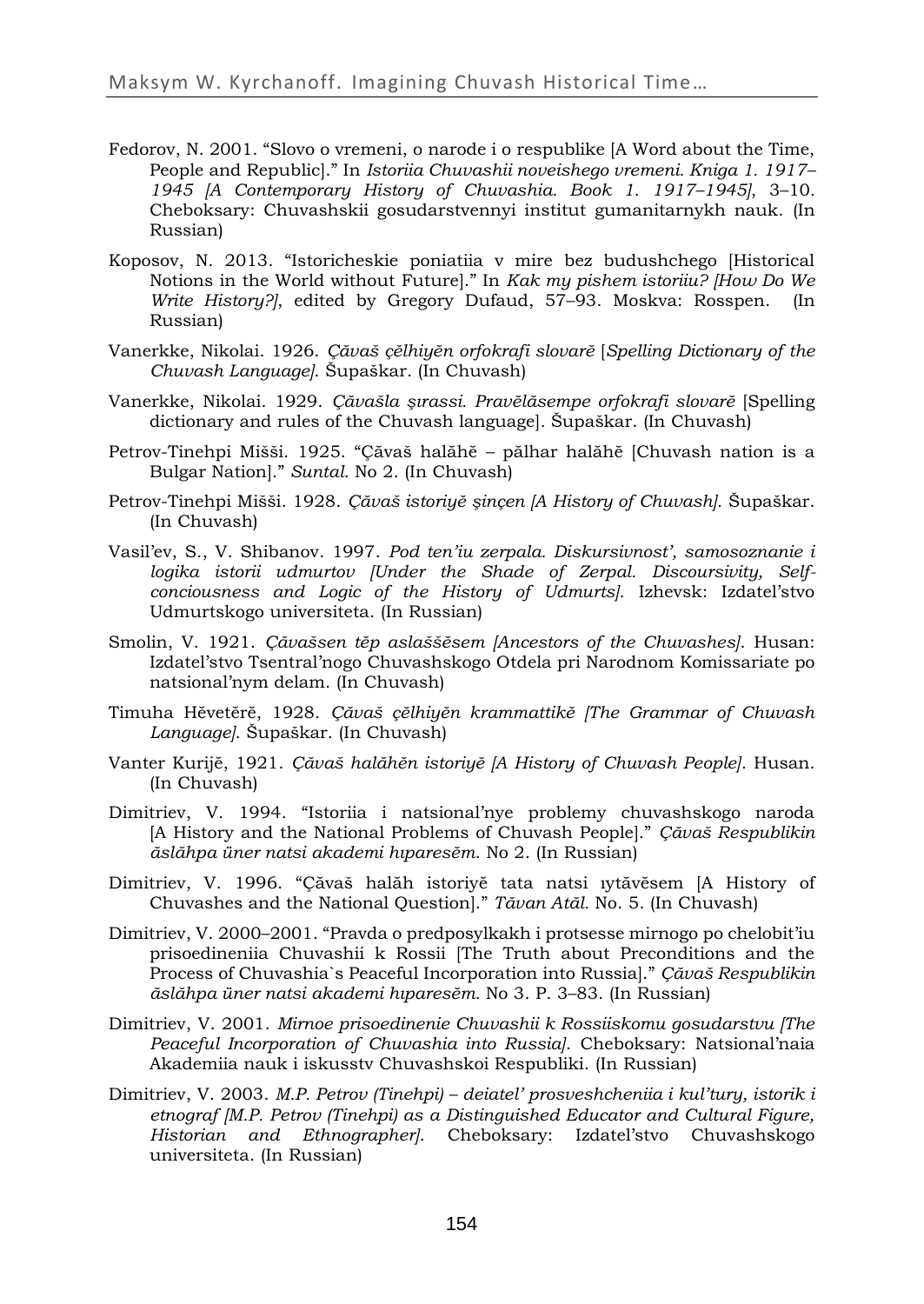Fedorov, N. 2001. "Slovo o vremeni, o narode i o respublike [A Word about the Time, People and Republic]." In *Istoriia Chuvashii noveishego vremeni. Kniga 1. 1917–1945 [A Contemporary History of Chuvashia. Book 1. 1917–1945]*, 3–10. Cheboksary: Chuvashskii gosudarstvennyi institut gumanitarnykh nauk. (In Russian)

Koposov, N. 2013. "Istoricheskie poniatiia v mire bez budushchego [Historical Notions in the World without Future]." In *Kak my pishem istoriiu? [How Do We Write History?]*, edited by Gregory Dufaud, 57–93. Moskva: Rosspen. (In Russian)

Vanerkke, Nikolai. 1926. *Čăvaš çĕlhiyĕn orfokrafi slovarĕ* [*Spelling Dictionary of the Chuvash Language]*. Šupaškar. (In Chuvash)

Vanerkke, Nikolai. 1929. *Čăvašla şırassi. Pravĕlăsempe orfokrafi slovarĕ* [Spelling dictionary and rules of the Chuvash language]. Šupaškar. (In Chuvash)

Petrov-Tinehpi Mišši. 1925. "Çăvaš halăhĕ – pălhar halăhĕ [Chuvash nation is a Bulgar Nation]." *Suntal.* No 2. (In Chuvash)

Petrov-Tinehpi Mišši. 1928. *Čăvaš istoriyĕ şinçen [A History of Chuvash].* Šupaškar. (In Chuvash)

Vasil'ev, S., V. Shibanov. 1997. *Pod ten'iu zerpala. Diskursivnost', samosoznanie i logika istorii udmurtov [Under the Shade of Zerpal. Discoursivity, Self-conciousness and Logic of the History of Udmurts].* Izhevsk: Izdatel'stvo Udmurtskogo universiteta. (In Russian)

Smolin, V. 1921. *Čăvaššen tĕp aslaššĕsem [Ancestors of the Chuvashes]*. Husan: Izdatel'stvo Tsentral'nogo Chuvashskogo Otdela pri Narodnom Komissariate po natsional'nym delam. (In Chuvash)

Timuha Hĕvetĕrĕ, 1928. *Çăvaš çĕlhiyĕn krammattikĕ [The Grammar of Chuvash Language]*. Šupaškar. (In Chuvash)

Vanter Kurijĕ, 1921. *Çăvaš halăhĕn istoriyĕ [A History of Chuvash People]*. Husan. (In Chuvash)

Dimitriev, V. 1994. "Istoriia i natsional'nye problemy chuvashskogo naroda [A History and the National Problems of Chuvash People]." *Çăvaš Respublikin ăslăhpa üner natsi akademi hıparesĕm.* No 2. (In Russian)

Dimitriev, V. 1996. "Çăvaš halăh istoriyĕ tata natsi ıytăvĕsem [A History of Chuvashes and the National Question]." *Tăvan Atăl.* No. 5. (In Chuvash)

Dimitriev, V. 2000–2001. "Pravda o predposylkakh i protsesse mirnogo po chelobit'iu prisoedineniia Chuvashii k Rossii [The Truth about Preconditions and the Process of Chuvashia`s Peaceful Incorporation into Russia]." *Çăvaš Respublikin ăslăhpa üner natsi akademi hıparesĕm.* No 3. P. 3–83. (In Russian)

Dimitriev, V. 2001. *Mirnoe prisoedinenie Chuvashii k Rossiiskomu gosudarstvu [The Peaceful Incorporation of Chuvashia into Russia]*. Cheboksary: Natsional'naia Akademiia nauk i iskusstv Chuvashskoi Respubliki. (In Russian)

Dimitriev, V. 2003. *M.P. Petrov (Tinehpi) – deiatel' prosveshcheniia i kul'tury, istorik i etnograf [M.P. Petrov (Tinehpi) as a Distinguished Educator and Cultural Figure, Historian and Ethnographer]*. Cheboksary: Izdatel'stvo Chuvashskogo universiteta. (In Russian)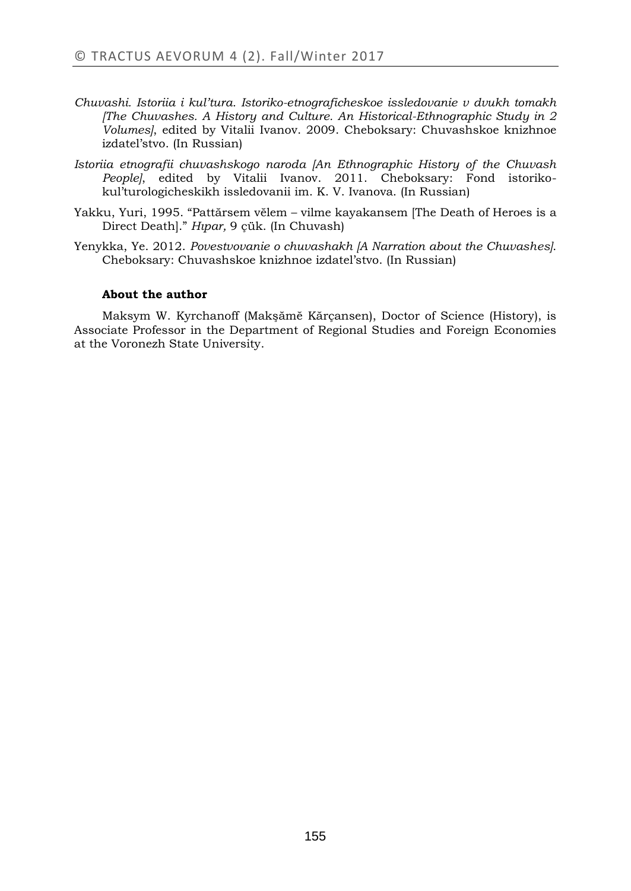*Chuvashi. Istoriia i kul'tura. Istoriko-etnograficheskoe issledovanie v dvukh tomakh [The Chuvashes. A History and Culture. An Historical-Ethnographic Study in 2 Volumes]*, edited by Vitalii Ivanov. 2009. Cheboksary: Chuvashskoe knizhnoe izdatel'stvo. (In Russian)

*Istoriia etnografii chuvashskogo naroda [An Ethnographic History of the Chuvash People]*, edited by Vitalii Ivanov. 2011. Cheboksary: Fond istoriko-kul'turologicheskikh issledovanii im. K. V. Ivanova. (In Russian)

Yakku, Yuri, 1995. "Pattărsem vĕlem – vilme kayakansem [The Death of Heroes is a Direct Death]." *Hıpar*, 9 çük. (In Chuvash)

Yenykka, Ye. 2012. *Povestvovanie o chuvashakh [A Narration about the Chuvashes]*. Cheboksary: Chuvashskoe knizhnoe izdatel'stvo. (In Russian)

**About the author**

Maksym W. Kyrchanoff (Makşămĕ Kărçansen), Doctor of Science (History), is Associate Professor in the Department of Regional Studies and Foreign Economies at the Voronezh State University.